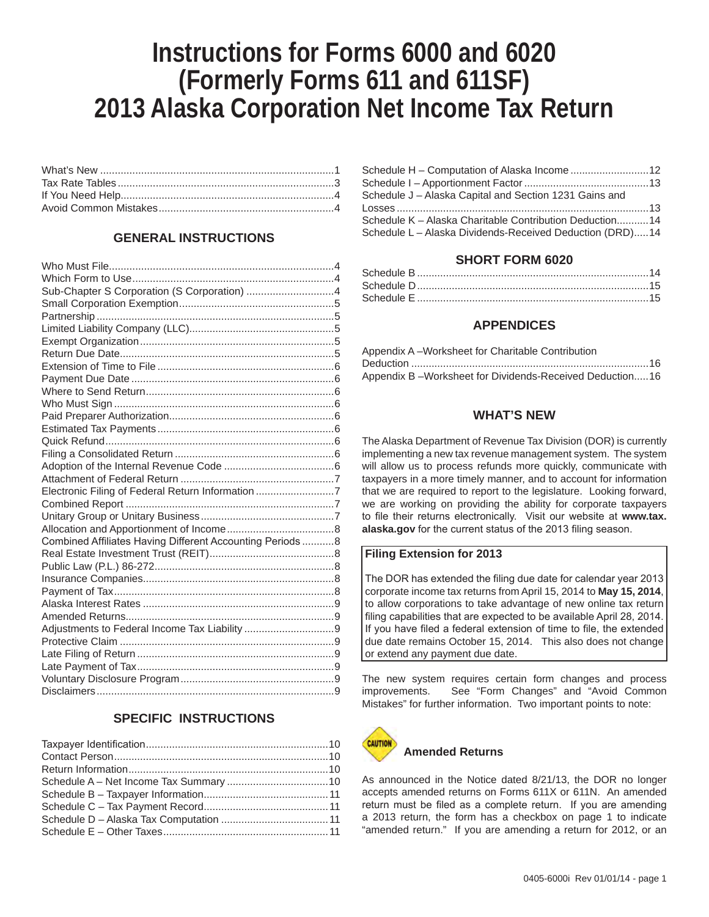# Instructions for Forms 6000 and 6020 (Formerly Forms 611 and 611SF) 2013 Alaska Corporation Net Income Tax Return

What's New ....1
Tax Rate Tables ....3
If You Need Help....4
Avoid Common Mistakes....4

## GENERAL INSTRUCTIONS

Who Must File....4
Which Form to Use....4
Sub-Chapter S Corporation (S Corporation) ....4
Small Corporation Exemption....5
Partnership ....5
Limited Liability Company (LLC)....5
Exempt Organization....5
Return Due Date....5
Extension of Time to File ....6
Payment Due Date ....6
Where to Send Return....6
Who Must Sign ....6
Paid Preparer Authorization....6
Estimated Tax Payments ....6
Quick Refund....6
Filing a Consolidated Return ....6
Adoption of the Internal Revenue Code ....6
Attachment of Federal Return ....7
Electronic Filing of Federal Return Information ....7
Combined Report ....7
Unitary Group or Unitary Business....7
Allocation and Apportionment of Income....8
Combined Affiliates Having Different Accounting Periods ....8
Real Estate Investment Trust (REIT)....8
Public Law (P.L.) 86-272....8
Insurance Companies....8
Payment of Tax....8
Alaska Interest Rates ....9
Amended Returns....9
Adjustments to Federal Income Tax Liability ....9
Protective Claim ....9
Late Filing of Return ....9
Late Payment of Tax....9
Voluntary Disclosure Program....9
Disclaimers....9

## SPECIFIC INSTRUCTIONS

Taxpayer Identification....10
Contact Person....10
Return Information....10
Schedule A – Net Income Tax Summary ....10
Schedule B – Taxpayer Information....11
Schedule C – Tax Payment Record....11
Schedule D – Alaska Tax Computation ....11
Schedule E – Other Taxes....11
Schedule H – Computation of Alaska Income ....12
Schedule I – Apportionment Factor ....13
Schedule J – Alaska Capital and Section 1231 Gains and Losses ....13
Schedule K – Alaska Charitable Contribution Deduction....14
Schedule L – Alaska Dividends-Received Deduction (DRD)....14

## SHORT FORM 6020

Schedule B ....14
Schedule D ....15
Schedule E ....15

## APPENDICES

Appendix A –Worksheet for Charitable Contribution Deduction ....16
Appendix B –Worksheet for Dividends-Received Deduction....16

## WHAT'S NEW

The Alaska Department of Revenue Tax Division (DOR) is currently implementing a new tax revenue management system. The system will allow us to process refunds more quickly, communicate with taxpayers in a more timely manner, and to account for information that we are required to report to the legislature. Looking forward, we are working on providing the ability for corporate taxpayers to file their returns electronically. Visit our website at **www.tax.alaska.gov** for the current status of the 2013 filing season.

> **Filing Extension for 2013**
>
> The DOR has extended the filing due date for calendar year 2013 corporate income tax returns from April 15, 2014 to **May 15, 2014**, to allow corporations to take advantage of new online tax return filing capabilities that are expected to be available April 28, 2014. If you have filed a federal extension of time to file, the extended due date remains October 15, 2014. This also does not change or extend any payment due date.

The new system requires certain form changes and process improvements. See "Form Changes" and "Avoid Common Mistakes" for further information. Two important points to note:

### CAUTION Amended Returns

As announced in the Notice dated 8/21/13, the DOR no longer accepts amended returns on Forms 611X or 611N. An amended return must be filed as a complete return. If you are amending a 2013 return, the form has a checkbox on page 1 to indicate "amended return." If you are amending a return for 2012, or an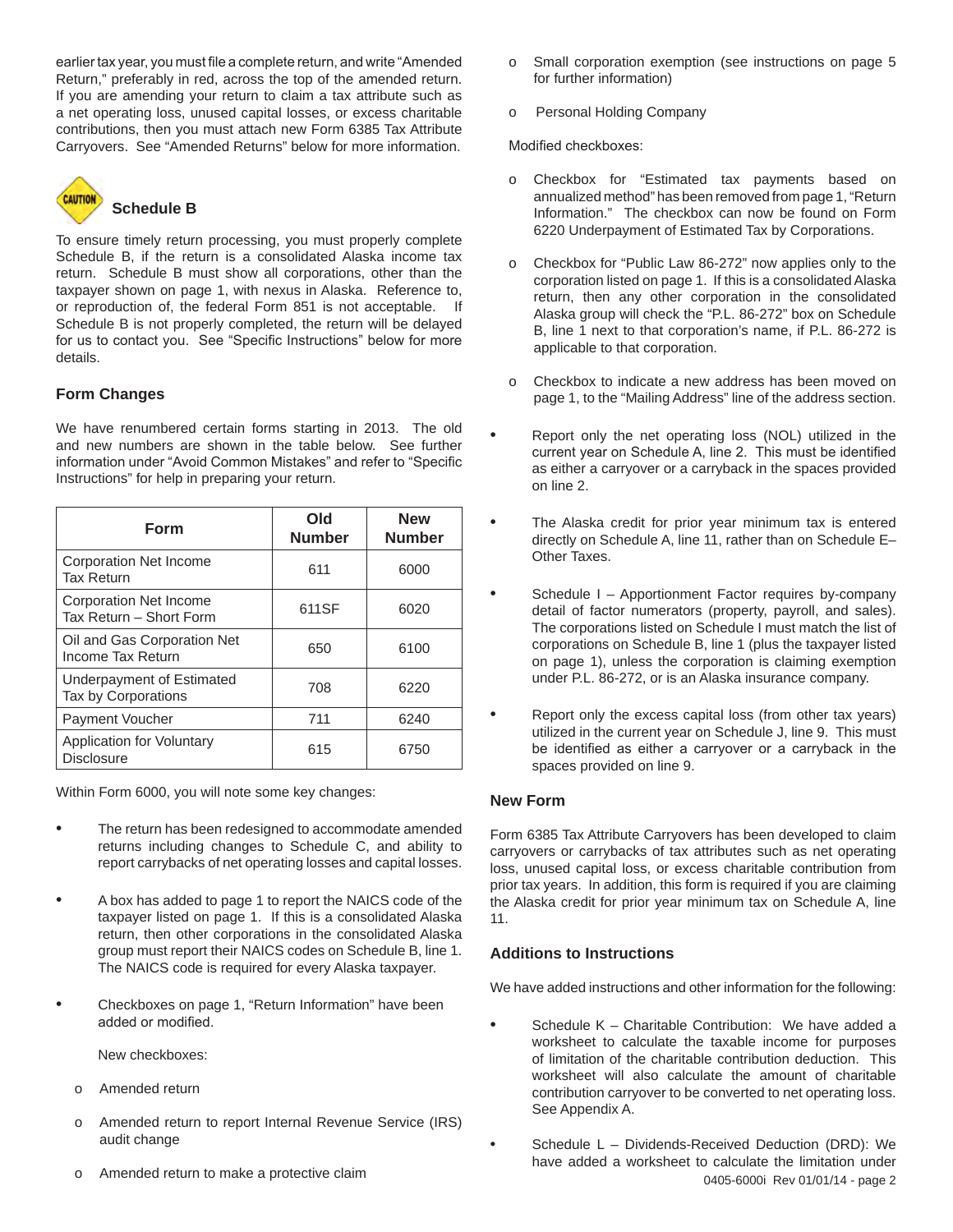earlier tax year, you must file a complete return, and write "Amended Return," preferably in red, across the top of the amended return. If you are amending your return to claim a tax attribute such as a net operating loss, unused capital losses, or excess charitable contributions, then you must attach new Form 6385 Tax Attribute Carryovers. See "Amended Returns" below for more information.

### Schedule B

To ensure timely return processing, you must properly complete Schedule B, if the return is a consolidated Alaska income tax return. Schedule B must show all corporations, other than the taxpayer shown on page 1, with nexus in Alaska. Reference to, or reproduction of, the federal Form 851 is not acceptable. If Schedule B is not properly completed, the return will be delayed for us to contact you. See "Specific Instructions" below for more details.

### Form Changes

We have renumbered certain forms starting in 2013. The old and new numbers are shown in the table below. See further information under "Avoid Common Mistakes" and refer to "Specific Instructions" for help in preparing your return.

| Form | Old Number | New Number |
|---|---|---|
| Corporation Net Income Tax Return | 611 | 6000 |
| Corporation Net Income Tax Return – Short Form | 611SF | 6020 |
| Oil and Gas Corporation Net Income Tax Return | 650 | 6100 |
| Underpayment of Estimated Tax by Corporations | 708 | 6220 |
| Payment Voucher | 711 | 6240 |
| Application for Voluntary Disclosure | 615 | 6750 |

Within Form 6000, you will note some key changes:

- The return has been redesigned to accommodate amended returns including changes to Schedule C, and ability to report carrybacks of net operating losses and capital losses.
- A box has added to page 1 to report the NAICS code of the taxpayer listed on page 1. If this is a consolidated Alaska return, then other corporations in the consolidated Alaska group must report their NAICS codes on Schedule B, line 1. The NAICS code is required for every Alaska taxpayer.
- Checkboxes on page 1, "Return Information" have been added or modified.

  New checkboxes:

  - Amended return
  - Amended return to report Internal Revenue Service (IRS) audit change
  - Amended return to make a protective claim
  - Small corporation exemption (see instructions on page 5 for further information)
  - Personal Holding Company

  Modified checkboxes:

  - Checkbox for "Estimated tax payments based on annualized method" has been removed from page 1, "Return Information." The checkbox can now be found on Form 6220 Underpayment of Estimated Tax by Corporations.
  - Checkbox for "Public Law 86-272" now applies only to the corporation listed on page 1. If this is a consolidated Alaska return, then any other corporation in the consolidated Alaska group will check the "P.L. 86-272" box on Schedule B, line 1 next to that corporation's name, if P.L. 86-272 is applicable to that corporation.
  - Checkbox to indicate a new address has been moved on page 1, to the "Mailing Address" line of the address section.
- Report only the net operating loss (NOL) utilized in the current year on Schedule A, line 2. This must be identified as either a carryover or a carryback in the spaces provided on line 2.
- The Alaska credit for prior year minimum tax is entered directly on Schedule A, line 11, rather than on Schedule E–Other Taxes.
- Schedule I – Apportionment Factor requires by-company detail of factor numerators (property, payroll, and sales). The corporations listed on Schedule I must match the list of corporations on Schedule B, line 1 (plus the taxpayer listed on page 1), unless the corporation is claiming exemption under P.L. 86-272, or is an Alaska insurance company.
- Report only the excess capital loss (from other tax years) utilized in the current year on Schedule J, line 9. This must be identified as either a carryover or a carryback in the spaces provided on line 9.

### New Form

Form 6385 Tax Attribute Carryovers has been developed to claim carryovers or carrybacks of tax attributes such as net operating loss, unused capital loss, or excess charitable contribution from prior tax years. In addition, this form is required if you are claiming the Alaska credit for prior year minimum tax on Schedule A, line 11.

### Additions to Instructions

We have added instructions and other information for the following:

- Schedule K – Charitable Contribution: We have added a worksheet to calculate the taxable income for purposes of limitation of the charitable contribution deduction. This worksheet will also calculate the amount of charitable contribution carryover to be converted to net operating loss. See Appendix A.
- Schedule L – Dividends-Received Deduction (DRD): We have added a worksheet to calculate the limitation under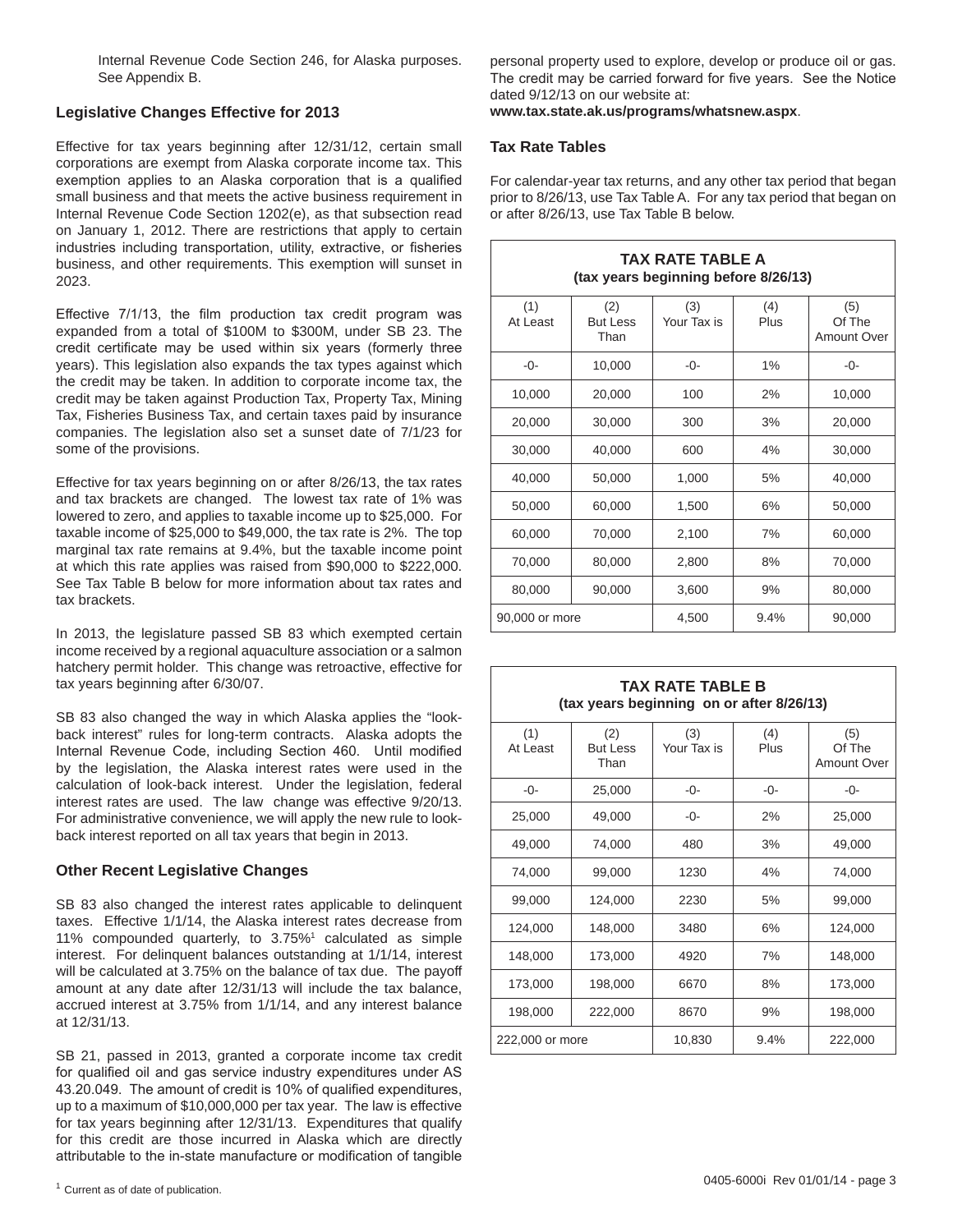Internal Revenue Code Section 246, for Alaska purposes. See Appendix B.

### Legislative Changes Effective for 2013

Effective for tax years beginning after 12/31/12, certain small corporations are exempt from Alaska corporate income tax. This exemption applies to an Alaska corporation that is a qualified small business and that meets the active business requirement in Internal Revenue Code Section 1202(e), as that subsection read on January 1, 2012. There are restrictions that apply to certain industries including transportation, utility, extractive, or fisheries business, and other requirements. This exemption will sunset in 2023.

Effective 7/1/13, the film production tax credit program was expanded from a total of $100M to $300M, under SB 23. The credit certificate may be used within six years (formerly three years). This legislation also expands the tax types against which the credit may be taken. In addition to corporate income tax, the credit may be taken against Production Tax, Property Tax, Mining Tax, Fisheries Business Tax, and certain taxes paid by insurance companies. The legislation also set a sunset date of 7/1/23 for some of the provisions.

Effective for tax years beginning on or after 8/26/13, the tax rates and tax brackets are changed. The lowest tax rate of 1% was lowered to zero, and applies to taxable income up to $25,000. For taxable income of $25,000 to $49,000, the tax rate is 2%. The top marginal tax rate remains at 9.4%, but the taxable income point at which this rate applies was raised from $90,000 to $222,000. See Tax Table B below for more information about tax rates and tax brackets.

In 2013, the legislature passed SB 83 which exempted certain income received by a regional aquaculture association or a salmon hatchery permit holder. This change was retroactive, effective for tax years beginning after 6/30/07.

SB 83 also changed the way in which Alaska applies the "look-back interest" rules for long-term contracts. Alaska adopts the Internal Revenue Code, including Section 460. Until modified by the legislation, the Alaska interest rates were used in the calculation of look-back interest. Under the legislation, federal interest rates are used. The law change was effective 9/20/13. For administrative convenience, we will apply the new rule to look-back interest reported on all tax years that begin in 2013.

### Other Recent Legislative Changes

SB 83 also changed the interest rates applicable to delinquent taxes. Effective 1/1/14, the Alaska interest rates decrease from 11% compounded quarterly, to 3.75%[1] calculated as simple interest. For delinquent balances outstanding at 1/1/14, interest will be calculated at 3.75% on the balance of tax due. The payoff amount at any date after 12/31/13 will include the tax balance, accrued interest at 3.75% from 1/1/14, and any interest balance at 12/31/13.

SB 21, passed in 2013, granted a corporate income tax credit for qualified oil and gas service industry expenditures under AS 43.20.049. The amount of credit is 10% of qualified expenditures, up to a maximum of $10,000,000 per tax year. The law is effective for tax years beginning after 12/31/13. Expenditures that qualify for this credit are those incurred in Alaska which are directly attributable to the in-state manufacture or modification of tangible personal property used to explore, develop or produce oil or gas. The credit may be carried forward for five years. See the Notice dated 9/12/13 on our website at:
**www.tax.state.ak.us/programs/whatsnew.aspx**.

### Tax Rate Tables

For calendar-year tax returns, and any other tax period that began prior to 8/26/13, use Tax Table A. For any tax period that began on or after 8/26/13, use Tax Table B below.

**TAX RATE TABLE A**
**(tax years beginning before 8/26/13)**

| (1) At Least | (2) But Less Than | (3) Your Tax is | (4) Plus | (5) Of The Amount Over |
|---|---|---|---|---|
| -0- | 10,000 | -0- | 1% | -0- |
| 10,000 | 20,000 | 100 | 2% | 10,000 |
| 20,000 | 30,000 | 300 | 3% | 20,000 |
| 30,000 | 40,000 | 600 | 4% | 30,000 |
| 40,000 | 50,000 | 1,000 | 5% | 40,000 |
| 50,000 | 60,000 | 1,500 | 6% | 50,000 |
| 60,000 | 70,000 | 2,100 | 7% | 60,000 |
| 70,000 | 80,000 | 2,800 | 8% | 70,000 |
| 80,000 | 90,000 | 3,600 | 9% | 80,000 |
| 90,000 or more | | 4,500 | 9.4% | 90,000 |

**TAX RATE TABLE B**
**(tax years beginning on or after 8/26/13)**

| (1) At Least | (2) But Less Than | (3) Your Tax is | (4) Plus | (5) Of The Amount Over |
|---|---|---|---|---|
| -0- | 25,000 | -0- | -0- | -0- |
| 25,000 | 49,000 | -0- | 2% | 25,000 |
| 49,000 | 74,000 | 480 | 3% | 49,000 |
| 74,000 | 99,000 | 1230 | 4% | 74,000 |
| 99,000 | 124,000 | 2230 | 5% | 99,000 |
| 124,000 | 148,000 | 3480 | 6% | 124,000 |
| 148,000 | 173,000 | 4920 | 7% | 148,000 |
| 173,000 | 198,000 | 6670 | 8% | 173,000 |
| 198,000 | 222,000 | 8670 | 9% | 198,000 |
| 222,000 or more | | 10,830 | 9.4% | 222,000 |

[1] Current as of date of publication.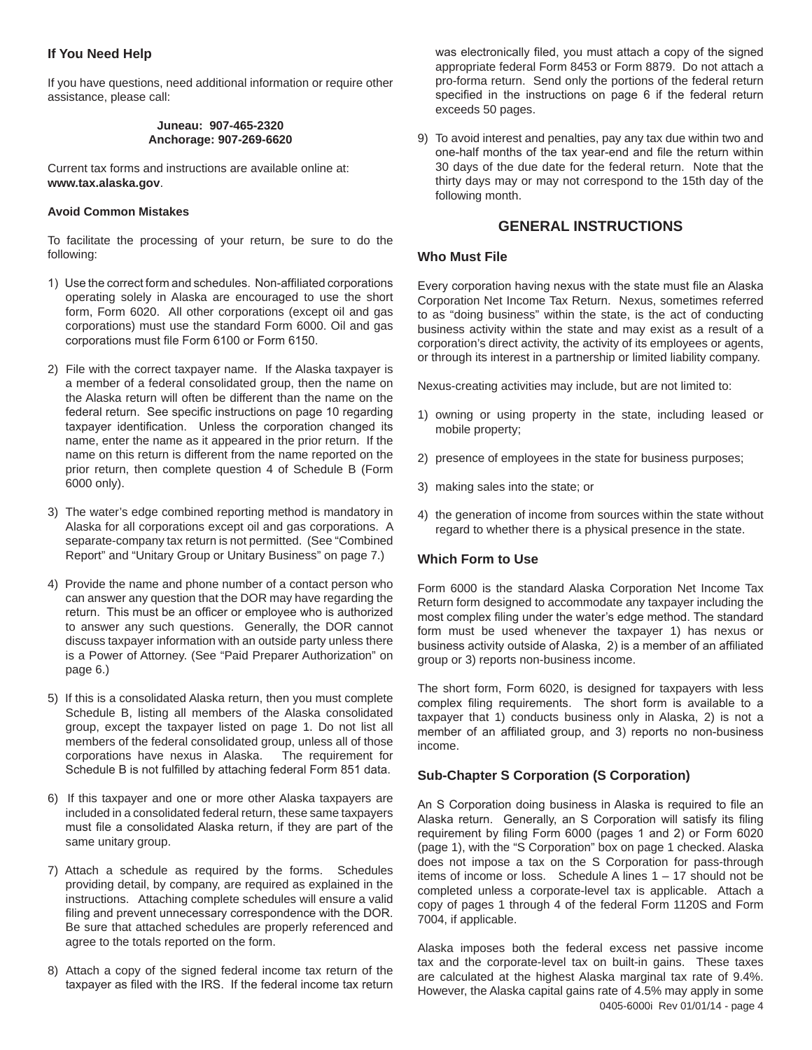### If You Need Help

If you have questions, need additional information or require other assistance, please call:

**Juneau: 907-465-2320**
**Anchorage: 907-269-6620**

Current tax forms and instructions are available online at: **www.tax.alaska.gov**.

#### Avoid Common Mistakes

To facilitate the processing of your return, be sure to do the following:

1) Use the correct form and schedules. Non-affiliated corporations operating solely in Alaska are encouraged to use the short form, Form 6020. All other corporations (except oil and gas corporations) must use the standard Form 6000. Oil and gas corporations must file Form 6100 or Form 6150.

2) File with the correct taxpayer name. If the Alaska taxpayer is a member of a federal consolidated group, then the name on the Alaska return will often be different than the name on the federal return. See specific instructions on page 10 regarding taxpayer identification. Unless the corporation changed its name, enter the name as it appeared in the prior return. If the name on this return is different from the name reported on the prior return, then complete question 4 of Schedule B (Form 6000 only).

3) The water's edge combined reporting method is mandatory in Alaska for all corporations except oil and gas corporations. A separate-company tax return is not permitted. (See "Combined Report" and "Unitary Group or Unitary Business" on page 7.)

4) Provide the name and phone number of a contact person who can answer any question that the DOR may have regarding the return. This must be an officer or employee who is authorized to answer any such questions. Generally, the DOR cannot discuss taxpayer information with an outside party unless there is a Power of Attorney. (See "Paid Preparer Authorization" on page 6.)

5) If this is a consolidated Alaska return, then you must complete Schedule B, listing all members of the Alaska consolidated group, except the taxpayer listed on page 1. Do not list all members of the federal consolidated group, unless all of those corporations have nexus in Alaska. The requirement for Schedule B is not fulfilled by attaching federal Form 851 data.

6) If this taxpayer and one or more other Alaska taxpayers are included in a consolidated federal return, these same taxpayers must file a consolidated Alaska return, if they are part of the same unitary group.

7) Attach a schedule as required by the forms. Schedules providing detail, by company, are required as explained in the instructions. Attaching complete schedules will ensure a valid filing and prevent unnecessary correspondence with the DOR. Be sure that attached schedules are properly referenced and agree to the totals reported on the form.

8) Attach a copy of the signed federal income tax return of the taxpayer as filed with the IRS. If the federal income tax return was electronically filed, you must attach a copy of the signed appropriate federal Form 8453 or Form 8879. Do not attach a pro-forma return. Send only the portions of the federal return specified in the instructions on page 6 if the federal return exceeds 50 pages.

9) To avoid interest and penalties, pay any tax due within two and one-half months of the tax year-end and file the return within 30 days of the due date for the federal return. Note that the thirty days may or may not correspond to the 15th day of the following month.

## GENERAL INSTRUCTIONS

### Who Must File

Every corporation having nexus with the state must file an Alaska Corporation Net Income Tax Return. Nexus, sometimes referred to as "doing business" within the state, is the act of conducting business activity within the state and may exist as a result of a corporation's direct activity, the activity of its employees or agents, or through its interest in a partnership or limited liability company.

Nexus-creating activities may include, but are not limited to:

1) owning or using property in the state, including leased or mobile property;

2) presence of employees in the state for business purposes;

3) making sales into the state; or

4) the generation of income from sources within the state without regard to whether there is a physical presence in the state.

### Which Form to Use

Form 6000 is the standard Alaska Corporation Net Income Tax Return form designed to accommodate any taxpayer including the most complex filing under the water's edge method. The standard form must be used whenever the taxpayer 1) has nexus or business activity outside of Alaska, 2) is a member of an affiliated group or 3) reports non-business income.

The short form, Form 6020, is designed for taxpayers with less complex filing requirements. The short form is available to a taxpayer that 1) conducts business only in Alaska, 2) is not a member of an affiliated group, and 3) reports no non-business income.

### Sub-Chapter S Corporation (S Corporation)

An S Corporation doing business in Alaska is required to file an Alaska return. Generally, an S Corporation will satisfy its filing requirement by filing Form 6000 (pages 1 and 2) or Form 6020 (page 1), with the "S Corporation" box on page 1 checked. Alaska does not impose a tax on the S Corporation for pass-through items of income or loss. Schedule A lines 1 – 17 should not be completed unless a corporate-level tax is applicable. Attach a copy of pages 1 through 4 of the federal Form 1120S and Form 7004, if applicable.

Alaska imposes both the federal excess net passive income tax and the corporate-level tax on built-in gains. These taxes are calculated at the highest Alaska marginal tax rate of 9.4%. However, the Alaska capital gains rate of 4.5% may apply in some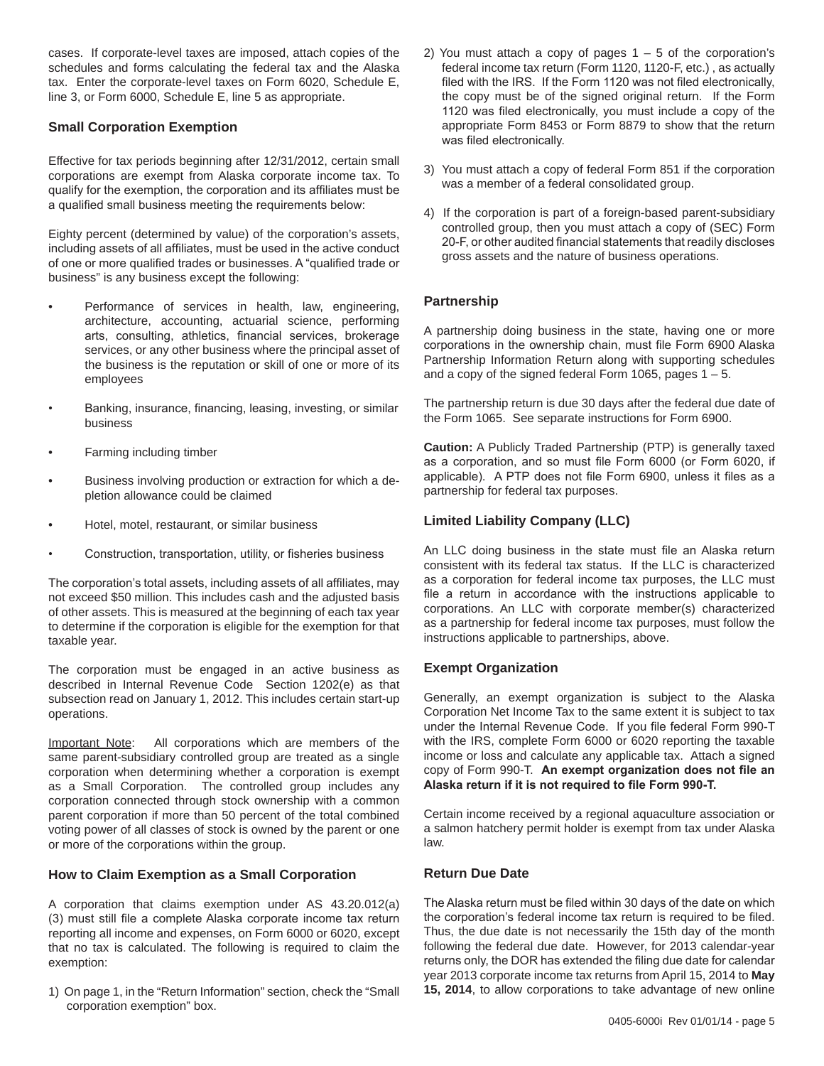cases. If corporate-level taxes are imposed, attach copies of the schedules and forms calculating the federal tax and the Alaska tax. Enter the corporate-level taxes on Form 6020, Schedule E, line 3, or Form 6000, Schedule E, line 5 as appropriate.

### Small Corporation Exemption

Effective for tax periods beginning after 12/31/2012, certain small corporations are exempt from Alaska corporate income tax. To qualify for the exemption, the corporation and its affiliates must be a qualified small business meeting the requirements below:

Eighty percent (determined by value) of the corporation's assets, including assets of all affiliates, must be used in the active conduct of one or more qualified trades or businesses. A "qualified trade or business" is any business except the following:

- Performance of services in health, law, engineering, architecture, accounting, actuarial science, performing arts, consulting, athletics, financial services, brokerage services, or any other business where the principal asset of the business is the reputation or skill of one or more of its employees
- Banking, insurance, financing, leasing, investing, or similar business
- Farming including timber
- Business involving production or extraction for which a depletion allowance could be claimed
- Hotel, motel, restaurant, or similar business
- Construction, transportation, utility, or fisheries business

The corporation's total assets, including assets of all affiliates, may not exceed $50 million. This includes cash and the adjusted basis of other assets. This is measured at the beginning of each tax year to determine if the corporation is eligible for the exemption for that taxable year.

The corporation must be engaged in an active business as described in Internal Revenue Code Section 1202(e) as that subsection read on January 1, 2012. This includes certain start-up operations.

Important Note: All corporations which are members of the same parent-subsidiary controlled group are treated as a single corporation when determining whether a corporation is exempt as a Small Corporation. The controlled group includes any corporation connected through stock ownership with a common parent corporation if more than 50 percent of the total combined voting power of all classes of stock is owned by the parent or one or more of the corporations within the group.

### How to Claim Exemption as a Small Corporation

A corporation that claims exemption under AS 43.20.012(a)(3) must still file a complete Alaska corporate income tax return reporting all income and expenses, on Form 6000 or 6020, except that no tax is calculated. The following is required to claim the exemption:

1) On page 1, in the "Return Information" section, check the "Small corporation exemption" box.
2) You must attach a copy of pages 1 – 5 of the corporation's federal income tax return (Form 1120, 1120-F, etc.) , as actually filed with the IRS. If the Form 1120 was not filed electronically, the copy must be of the signed original return. If the Form 1120 was filed electronically, you must include a copy of the appropriate Form 8453 or Form 8879 to show that the return was filed electronically.
3) You must attach a copy of federal Form 851 if the corporation was a member of a federal consolidated group.
4) If the corporation is part of a foreign-based parent-subsidiary controlled group, then you must attach a copy of (SEC) Form 20-F, or other audited financial statements that readily discloses gross assets and the nature of business operations.

### Partnership

A partnership doing business in the state, having one or more corporations in the ownership chain, must file Form 6900 Alaska Partnership Information Return along with supporting schedules and a copy of the signed federal Form 1065, pages 1 – 5.

The partnership return is due 30 days after the federal due date of the Form 1065. See separate instructions for Form 6900.

**Caution:** A Publicly Traded Partnership (PTP) is generally taxed as a corporation, and so must file Form 6000 (or Form 6020, if applicable). A PTP does not file Form 6900, unless it files as a partnership for federal tax purposes.

### Limited Liability Company (LLC)

An LLC doing business in the state must file an Alaska return consistent with its federal tax status. If the LLC is characterized as a corporation for federal income tax purposes, the LLC must file a return in accordance with the instructions applicable to corporations. An LLC with corporate member(s) characterized as a partnership for federal income tax purposes, must follow the instructions applicable to partnerships, above.

### Exempt Organization

Generally, an exempt organization is subject to the Alaska Corporation Net Income Tax to the same extent it is subject to tax under the Internal Revenue Code. If you file federal Form 990-T with the IRS, complete Form 6000 or 6020 reporting the taxable income or loss and calculate any applicable tax. Attach a signed copy of Form 990-T. **An exempt organization does not file an Alaska return if it is not required to file Form 990-T.**

Certain income received by a regional aquaculture association or a salmon hatchery permit holder is exempt from tax under Alaska law.

### Return Due Date

The Alaska return must be filed within 30 days of the date on which the corporation's federal income tax return is required to be filed. Thus, the due date is not necessarily the 15th day of the month following the federal due date. However, for 2013 calendar-year returns only, the DOR has extended the filing due date for calendar year 2013 corporate income tax returns from April 15, 2014 to **May 15, 2014**, to allow corporations to take advantage of new online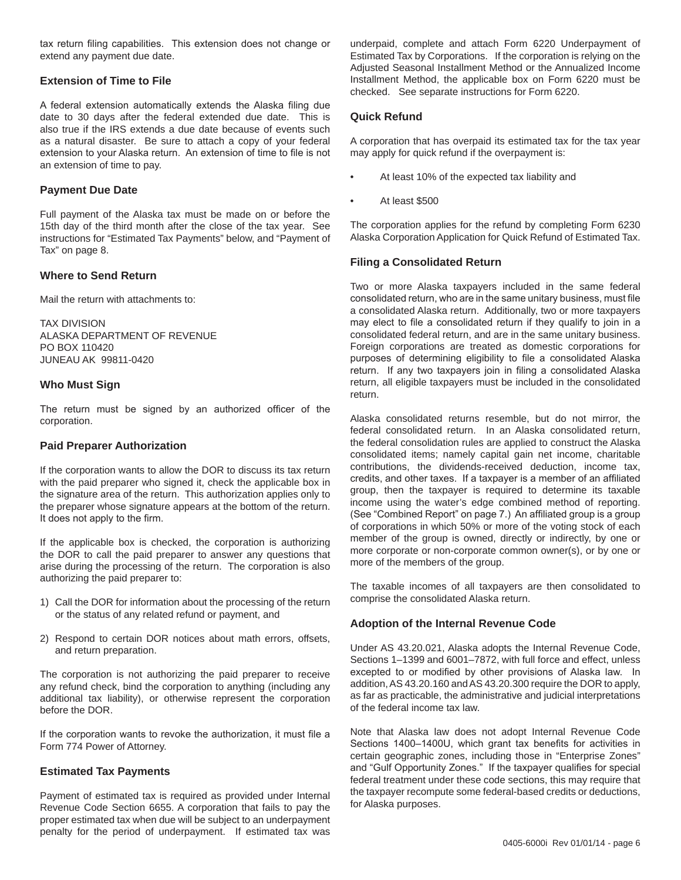tax return filing capabilities. This extension does not change or extend any payment due date.

### Extension of Time to File

A federal extension automatically extends the Alaska filing due date to 30 days after the federal extended due date. This is also true if the IRS extends a due date because of events such as a natural disaster. Be sure to attach a copy of your federal extension to your Alaska return. An extension of time to file is not an extension of time to pay.

### Payment Due Date

Full payment of the Alaska tax must be made on or before the 15th day of the third month after the close of the tax year. See instructions for "Estimated Tax Payments" below, and "Payment of Tax" on page 8.

### Where to Send Return

Mail the return with attachments to:

TAX DIVISION
ALASKA DEPARTMENT OF REVENUE
PO BOX 110420
JUNEAU AK 99811-0420

### Who Must Sign

The return must be signed by an authorized officer of the corporation.

### Paid Preparer Authorization

If the corporation wants to allow the DOR to discuss its tax return with the paid preparer who signed it, check the applicable box in the signature area of the return. This authorization applies only to the preparer whose signature appears at the bottom of the return. It does not apply to the firm.

If the applicable box is checked, the corporation is authorizing the DOR to call the paid preparer to answer any questions that arise during the processing of the return. The corporation is also authorizing the paid preparer to:

1) Call the DOR for information about the processing of the return or the status of any related refund or payment, and
2) Respond to certain DOR notices about math errors, offsets, and return preparation.

The corporation is not authorizing the paid preparer to receive any refund check, bind the corporation to anything (including any additional tax liability), or otherwise represent the corporation before the DOR.

If the corporation wants to revoke the authorization, it must file a Form 774 Power of Attorney.

### Estimated Tax Payments

Payment of estimated tax is required as provided under Internal Revenue Code Section 6655. A corporation that fails to pay the proper estimated tax when due will be subject to an underpayment penalty for the period of underpayment. If estimated tax was underpaid, complete and attach Form 6220 Underpayment of Estimated Tax by Corporations. If the corporation is relying on the Adjusted Seasonal Installment Method or the Annualized Income Installment Method, the applicable box on Form 6220 must be checked. See separate instructions for Form 6220.

### Quick Refund

A corporation that has overpaid its estimated tax for the tax year may apply for quick refund if the overpayment is:

- At least 10% of the expected tax liability and
- At least $500

The corporation applies for the refund by completing Form 6230 Alaska Corporation Application for Quick Refund of Estimated Tax.

### Filing a Consolidated Return

Two or more Alaska taxpayers included in the same federal consolidated return, who are in the same unitary business, must file a consolidated Alaska return. Additionally, two or more taxpayers may elect to file a consolidated return if they qualify to join in a consolidated federal return, and are in the same unitary business. Foreign corporations are treated as domestic corporations for purposes of determining eligibility to file a consolidated Alaska return. If any two taxpayers join in filing a consolidated Alaska return, all eligible taxpayers must be included in the consolidated return.

Alaska consolidated returns resemble, but do not mirror, the federal consolidated return. In an Alaska consolidated return, the federal consolidation rules are applied to construct the Alaska consolidated items; namely capital gain net income, charitable contributions, the dividends-received deduction, income tax, credits, and other taxes. If a taxpayer is a member of an affiliated group, then the taxpayer is required to determine its taxable income using the water's edge combined method of reporting. (See "Combined Report" on page 7.) An affiliated group is a group of corporations in which 50% or more of the voting stock of each member of the group is owned, directly or indirectly, by one or more corporate or non-corporate common owner(s), or by one or more of the members of the group.

The taxable incomes of all taxpayers are then consolidated to comprise the consolidated Alaska return.

### Adoption of the Internal Revenue Code

Under AS 43.20.021, Alaska adopts the Internal Revenue Code, Sections 1–1399 and 6001–7872, with full force and effect, unless excepted to or modified by other provisions of Alaska law. In addition, AS 43.20.160 and AS 43.20.300 require the DOR to apply, as far as practicable, the administrative and judicial interpretations of the federal income tax law.

Note that Alaska law does not adopt Internal Revenue Code Sections 1400–1400U, which grant tax benefits for activities in certain geographic zones, including those in "Enterprise Zones" and "Gulf Opportunity Zones." If the taxpayer qualifies for special federal treatment under these code sections, this may require that the taxpayer recompute some federal-based credits or deductions, for Alaska purposes.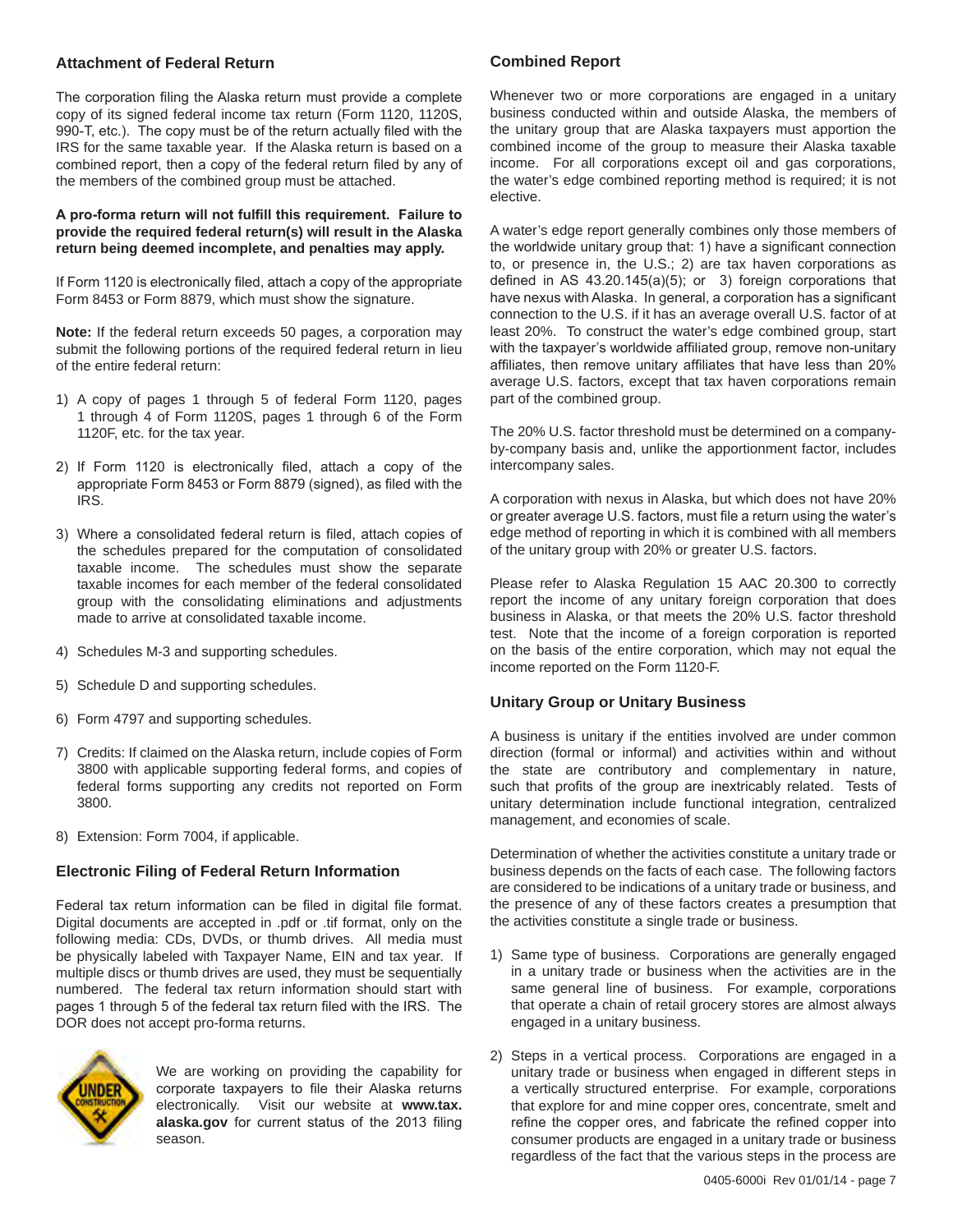## Attachment of Federal Return

The corporation filing the Alaska return must provide a complete copy of its signed federal income tax return (Form 1120, 1120S, 990-T, etc.). The copy must be of the return actually filed with the IRS for the same taxable year. If the Alaska return is based on a combined report, then a copy of the federal return filed by any of the members of the combined group must be attached.

**A pro-forma return will not fulfill this requirement. Failure to provide the required federal return(s) will result in the Alaska return being deemed incomplete, and penalties may apply.**

If Form 1120 is electronically filed, attach a copy of the appropriate Form 8453 or Form 8879, which must show the signature.

**Note:** If the federal return exceeds 50 pages, a corporation may submit the following portions of the required federal return in lieu of the entire federal return:

1) A copy of pages 1 through 5 of federal Form 1120, pages 1 through 4 of Form 1120S, pages 1 through 6 of the Form 1120F, etc. for the tax year.
2) If Form 1120 is electronically filed, attach a copy of the appropriate Form 8453 or Form 8879 (signed), as filed with the IRS.
3) Where a consolidated federal return is filed, attach copies of the schedules prepared for the computation of consolidated taxable income. The schedules must show the separate taxable incomes for each member of the federal consolidated group with the consolidating eliminations and adjustments made to arrive at consolidated taxable income.
4) Schedules M-3 and supporting schedules.
5) Schedule D and supporting schedules.
6) Form 4797 and supporting schedules.
7) Credits: If claimed on the Alaska return, include copies of Form 3800 with applicable supporting federal forms, and copies of federal forms supporting any credits not reported on Form 3800.
8) Extension: Form 7004, if applicable.

## Electronic Filing of Federal Return Information

Federal tax return information can be filed in digital file format. Digital documents are accepted in .pdf or .tif format, only on the following media: CDs, DVDs, or thumb drives. All media must be physically labeled with Taxpayer Name, EIN and tax year. If multiple discs or thumb drives are used, they must be sequentially numbered. The federal tax return information should start with pages 1 through 5 of the federal tax return filed with the IRS. The DOR does not accept pro-forma returns.

We are working on providing the capability for corporate taxpayers to file their Alaska returns electronically. Visit our website at **www.tax.alaska.gov** for current status of the 2013 filing season.

## Combined Report

Whenever two or more corporations are engaged in a unitary business conducted within and outside Alaska, the members of the unitary group that are Alaska taxpayers must apportion the combined income of the group to measure their Alaska taxable income. For all corporations except oil and gas corporations, the water's edge combined reporting method is required; it is not elective.

A water's edge report generally combines only those members of the worldwide unitary group that: 1) have a significant connection to, or presence in, the U.S.; 2) are tax haven corporations as defined in AS 43.20.145(a)(5); or 3) foreign corporations that have nexus with Alaska. In general, a corporation has a significant connection to the U.S. if it has an average overall U.S. factor of at least 20%. To construct the water's edge combined group, start with the taxpayer's worldwide affiliated group, remove non-unitary affiliates, then remove unitary affiliates that have less than 20% average U.S. factors, except that tax haven corporations remain part of the combined group.

The 20% U.S. factor threshold must be determined on a company-by-company basis and, unlike the apportionment factor, includes intercompany sales.

A corporation with nexus in Alaska, but which does not have 20% or greater average U.S. factors, must file a return using the water's edge method of reporting in which it is combined with all members of the unitary group with 20% or greater U.S. factors.

Please refer to Alaska Regulation 15 AAC 20.300 to correctly report the income of any unitary foreign corporation that does business in Alaska, or that meets the 20% U.S. factor threshold test. Note that the income of a foreign corporation is reported on the basis of the entire corporation, which may not equal the income reported on the Form 1120-F.

## Unitary Group or Unitary Business

A business is unitary if the entities involved are under common direction (formal or informal) and activities within and without the state are contributory and complementary in nature, such that profits of the group are inextricably related. Tests of unitary determination include functional integration, centralized management, and economies of scale.

Determination of whether the activities constitute a unitary trade or business depends on the facts of each case. The following factors are considered to be indications of a unitary trade or business, and the presence of any of these factors creates a presumption that the activities constitute a single trade or business.

1) Same type of business. Corporations are generally engaged in a unitary trade or business when the activities are in the same general line of business. For example, corporations that operate a chain of retail grocery stores are almost always engaged in a unitary business.
2) Steps in a vertical process. Corporations are engaged in a unitary trade or business when engaged in different steps in a vertically structured enterprise. For example, corporations that explore for and mine copper ores, concentrate, smelt and refine the copper ores, and fabricate the refined copper into consumer products are engaged in a unitary trade or business regardless of the fact that the various steps in the process are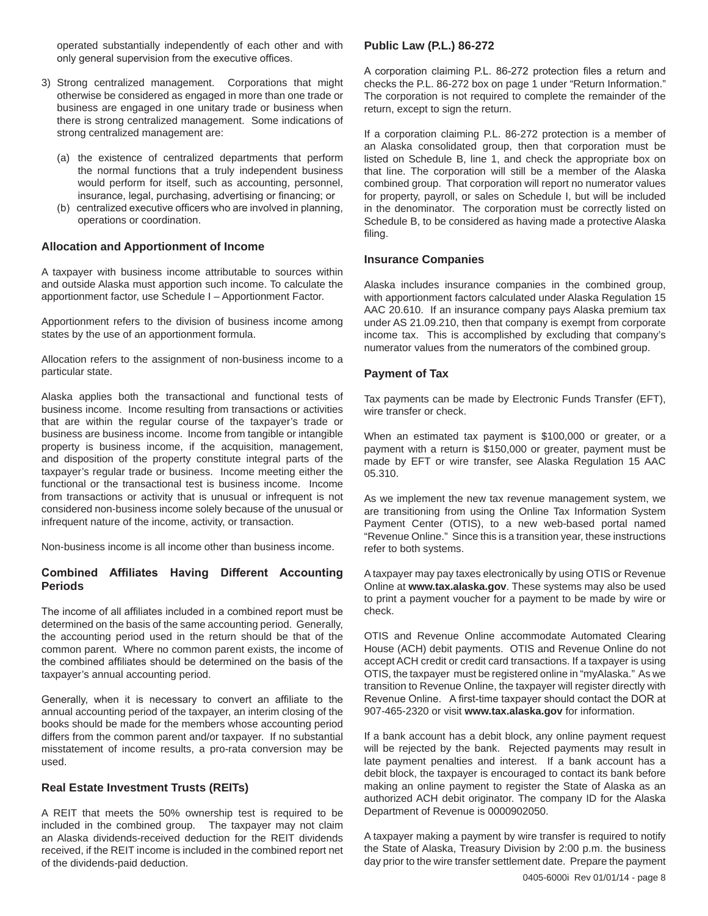operated substantially independently of each other and with only general supervision from the executive offices.

3) Strong centralized management. Corporations that might otherwise be considered as engaged in more than one trade or business are engaged in one unitary trade or business when there is strong centralized management. Some indications of strong centralized management are:

   (a) the existence of centralized departments that perform the normal functions that a truly independent business would perform for itself, such as accounting, personnel, insurance, legal, purchasing, advertising or financing; or
   
   (b) centralized executive officers who are involved in planning, operations or coordination.

### Allocation and Apportionment of Income

A taxpayer with business income attributable to sources within and outside Alaska must apportion such income. To calculate the apportionment factor, use Schedule I – Apportionment Factor.

Apportionment refers to the division of business income among states by the use of an apportionment formula.

Allocation refers to the assignment of non-business income to a particular state.

Alaska applies both the transactional and functional tests of business income. Income resulting from transactions or activities that are within the regular course of the taxpayer's trade or business are business income. Income from tangible or intangible property is business income, if the acquisition, management, and disposition of the property constitute integral parts of the taxpayer's regular trade or business. Income meeting either the functional or the transactional test is business income. Income from transactions or activity that is unusual or infrequent is not considered non-business income solely because of the unusual or infrequent nature of the income, activity, or transaction.

Non-business income is all income other than business income.

### Combined Affiliates Having Different Accounting Periods

The income of all affiliates included in a combined report must be determined on the basis of the same accounting period. Generally, the accounting period used in the return should be that of the common parent. Where no common parent exists, the income of the combined affiliates should be determined on the basis of the taxpayer's annual accounting period.

Generally, when it is necessary to convert an affiliate to the annual accounting period of the taxpayer, an interim closing of the books should be made for the members whose accounting period differs from the common parent and/or taxpayer. If no substantial misstatement of income results, a pro-rata conversion may be used.

### Real Estate Investment Trusts (REITs)

A REIT that meets the 50% ownership test is required to be included in the combined group. The taxpayer may not claim an Alaska dividends-received deduction for the REIT dividends received, if the REIT income is included in the combined report net of the dividends-paid deduction.

### Public Law (P.L.) 86-272

A corporation claiming P.L. 86-272 protection files a return and checks the P.L. 86-272 box on page 1 under "Return Information." The corporation is not required to complete the remainder of the return, except to sign the return.

If a corporation claiming P.L. 86-272 protection is a member of an Alaska consolidated group, then that corporation must be listed on Schedule B, line 1, and check the appropriate box on that line. The corporation will still be a member of the Alaska combined group. That corporation will report no numerator values for property, payroll, or sales on Schedule I, but will be included in the denominator. The corporation must be correctly listed on Schedule B, to be considered as having made a protective Alaska filing.

### Insurance Companies

Alaska includes insurance companies in the combined group, with apportionment factors calculated under Alaska Regulation 15 AAC 20.610. If an insurance company pays Alaska premium tax under AS 21.09.210, then that company is exempt from corporate income tax. This is accomplished by excluding that company's numerator values from the numerators of the combined group.

### Payment of Tax

Tax payments can be made by Electronic Funds Transfer (EFT), wire transfer or check.

When an estimated tax payment is $100,000 or greater, or a payment with a return is $150,000 or greater, payment must be made by EFT or wire transfer, see Alaska Regulation 15 AAC 05.310.

As we implement the new tax revenue management system, we are transitioning from using the Online Tax Information System Payment Center (OTIS), to a new web-based portal named "Revenue Online." Since this is a transition year, these instructions refer to both systems.

A taxpayer may pay taxes electronically by using OTIS or Revenue Online at **www.tax.alaska.gov**. These systems may also be used to print a payment voucher for a payment to be made by wire or check.

OTIS and Revenue Online accommodate Automated Clearing House (ACH) debit payments. OTIS and Revenue Online do not accept ACH credit or credit card transactions. If a taxpayer is using OTIS, the taxpayer must be registered online in "myAlaska." As we transition to Revenue Online, the taxpayer will register directly with Revenue Online. A first-time taxpayer should contact the DOR at 907-465-2320 or visit **www.tax.alaska.gov** for information.

If a bank account has a debit block, any online payment request will be rejected by the bank. Rejected payments may result in late payment penalties and interest. If a bank account has a debit block, the taxpayer is encouraged to contact its bank before making an online payment to register the State of Alaska as an authorized ACH debit originator. The company ID for the Alaska Department of Revenue is 0000902050.

A taxpayer making a payment by wire transfer is required to notify the State of Alaska, Treasury Division by 2:00 p.m. the business day prior to the wire transfer settlement date. Prepare the payment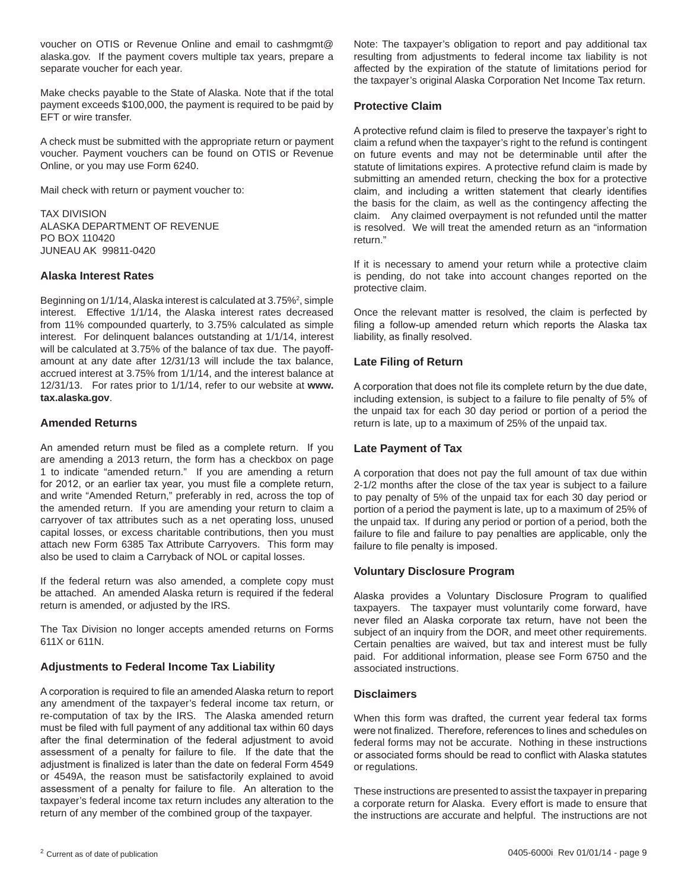voucher on OTIS or Revenue Online and email to cashmgmt@alaska.gov. If the payment covers multiple tax years, prepare a separate voucher for each year.

Make checks payable to the State of Alaska. Note that if the total payment exceeds $100,000, the payment is required to be paid by EFT or wire transfer.

A check must be submitted with the appropriate return or payment voucher. Payment vouchers can be found on OTIS or Revenue Online, or you may use Form 6240.

Mail check with return or payment voucher to:

TAX DIVISION
ALASKA DEPARTMENT OF REVENUE
PO BOX 110420
JUNEAU AK 99811-0420

### Alaska Interest Rates

Beginning on 1/1/14, Alaska interest is calculated at 3.75%[2], simple interest. Effective 1/1/14, the Alaska interest rates decreased from 11% compounded quarterly, to 3.75% calculated as simple interest. For delinquent balances outstanding at 1/1/14, interest will be calculated at 3.75% of the balance of tax due. The payoff-amount at any date after 12/31/13 will include the tax balance, accrued interest at 3.75% from 1/1/14, and the interest balance at 12/31/13. For rates prior to 1/1/14, refer to our website at **www.tax.alaska.gov**.

### Amended Returns

An amended return must be filed as a complete return. If you are amending a 2013 return, the form has a checkbox on page 1 to indicate "amended return." If you are amending a return for 2012, or an earlier tax year, you must file a complete return, and write "Amended Return," preferably in red, across the top of the amended return. If you are amending your return to claim a carryover of tax attributes such as a net operating loss, unused capital losses, or excess charitable contributions, then you must attach new Form 6385 Tax Attribute Carryovers. This form may also be used to claim a Carryback of NOL or capital losses.

If the federal return was also amended, a complete copy must be attached. An amended Alaska return is required if the federal return is amended, or adjusted by the IRS.

The Tax Division no longer accepts amended returns on Forms 611X or 611N.

### Adjustments to Federal Income Tax Liability

A corporation is required to file an amended Alaska return to report any amendment of the taxpayer's federal income tax return, or re-computation of tax by the IRS. The Alaska amended return must be filed with full payment of any additional tax within 60 days after the final determination of the federal adjustment to avoid assessment of a penalty for failure to file. If the date that the adjustment is finalized is later than the date on federal Form 4549 or 4549A, the reason must be satisfactorily explained to avoid assessment of a penalty for failure to file. An alteration to the taxpayer's federal income tax return includes any alteration to the return of any member of the combined group of the taxpayer.

Note: The taxpayer's obligation to report and pay additional tax resulting from adjustments to federal income tax liability is not affected by the expiration of the statute of limitations period for the taxpayer's original Alaska Corporation Net Income Tax return.

### Protective Claim

A protective refund claim is filed to preserve the taxpayer's right to claim a refund when the taxpayer's right to the refund is contingent on future events and may not be determinable until after the statute of limitations expires. A protective refund claim is made by submitting an amended return, checking the box for a protective claim, and including a written statement that clearly identifies the basis for the claim, as well as the contingency affecting the claim. Any claimed overpayment is not refunded until the matter is resolved. We will treat the amended return as an "information return."

If it is necessary to amend your return while a protective claim is pending, do not take into account changes reported on the protective claim.

Once the relevant matter is resolved, the claim is perfected by filing a follow-up amended return which reports the Alaska tax liability, as finally resolved.

### Late Filing of Return

A corporation that does not file its complete return by the due date, including extension, is subject to a failure to file penalty of 5% of the unpaid tax for each 30 day period or portion of a period the return is late, up to a maximum of 25% of the unpaid tax.

### Late Payment of Tax

A corporation that does not pay the full amount of tax due within 2-1/2 months after the close of the tax year is subject to a failure to pay penalty of 5% of the unpaid tax for each 30 day period or portion of a period the payment is late, up to a maximum of 25% of the unpaid tax. If during any period or portion of a period, both the failure to file and failure to pay penalties are applicable, only the failure to file penalty is imposed.

### Voluntary Disclosure Program

Alaska provides a Voluntary Disclosure Program to qualified taxpayers. The taxpayer must voluntarily come forward, have never filed an Alaska corporate tax return, have not been the subject of an inquiry from the DOR, and meet other requirements. Certain penalties are waived, but tax and interest must be fully paid. For additional information, please see Form 6750 and the associated instructions.

### Disclaimers

When this form was drafted, the current year federal tax forms were not finalized. Therefore, references to lines and schedules on federal forms may not be accurate. Nothing in these instructions or associated forms should be read to conflict with Alaska statutes or regulations.

These instructions are presented to assist the taxpayer in preparing a corporate return for Alaska. Every effort is made to ensure that the instructions are accurate and helpful. The instructions are not

[2] Current as of date of publication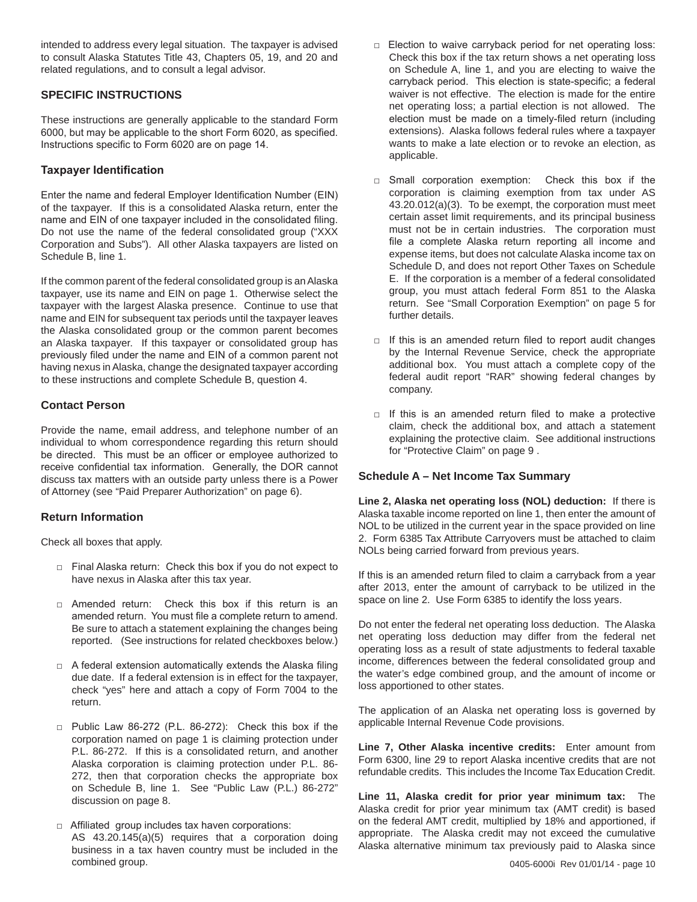intended to address every legal situation. The taxpayer is advised to consult Alaska Statutes Title 43, Chapters 05, 19, and 20 and related regulations, and to consult a legal advisor.

## SPECIFIC INSTRUCTIONS

These instructions are generally applicable to the standard Form 6000, but may be applicable to the short Form 6020, as specified. Instructions specific to Form 6020 are on page 14.

### Taxpayer Identification

Enter the name and federal Employer Identification Number (EIN) of the taxpayer. If this is a consolidated Alaska return, enter the name and EIN of one taxpayer included in the consolidated filing. Do not use the name of the federal consolidated group ("XXX Corporation and Subs"). All other Alaska taxpayers are listed on Schedule B, line 1.

If the common parent of the federal consolidated group is an Alaska taxpayer, use its name and EIN on page 1. Otherwise select the taxpayer with the largest Alaska presence. Continue to use that name and EIN for subsequent tax periods until the taxpayer leaves the Alaska consolidated group or the common parent becomes an Alaska taxpayer. If this taxpayer or consolidated group has previously filed under the name and EIN of a common parent not having nexus in Alaska, change the designated taxpayer according to these instructions and complete Schedule B, question 4.

### Contact Person

Provide the name, email address, and telephone number of an individual to whom correspondence regarding this return should be directed. This must be an officer or employee authorized to receive confidential tax information. Generally, the DOR cannot discuss tax matters with an outside party unless there is a Power of Attorney (see "Paid Preparer Authorization" on page 6).

### Return Information

Check all boxes that apply.

- □ Final Alaska return: Check this box if you do not expect to have nexus in Alaska after this tax year.
- □ Amended return: Check this box if this return is an amended return. You must file a complete return to amend. Be sure to attach a statement explaining the changes being reported. (See instructions for related checkboxes below.)
- □ A federal extension automatically extends the Alaska filing due date. If a federal extension is in effect for the taxpayer, check "yes" here and attach a copy of Form 7004 to the return.
- □ Public Law 86-272 (P.L. 86-272): Check this box if the corporation named on page 1 is claiming protection under P.L. 86-272. If this is a consolidated return, and another Alaska corporation is claiming protection under P.L. 86-272, then that corporation checks the appropriate box on Schedule B, line 1. See "Public Law (P.L.) 86-272" discussion on page 8.
- □ Affiliated group includes tax haven corporations: AS 43.20.145(a)(5) requires that a corporation doing business in a tax haven country must be included in the combined group.
- □ Election to waive carryback period for net operating loss: Check this box if the tax return shows a net operating loss on Schedule A, line 1, and you are electing to waive the carryback period. This election is state-specific; a federal waiver is not effective. The election is made for the entire net operating loss; a partial election is not allowed. The election must be made on a timely-filed return (including extensions). Alaska follows federal rules where a taxpayer wants to make a late election or to revoke an election, as applicable.
- □ Small corporation exemption: Check this box if the corporation is claiming exemption from tax under AS 43.20.012(a)(3). To be exempt, the corporation must meet certain asset limit requirements, and its principal business must not be in certain industries. The corporation must file a complete Alaska return reporting all income and expense items, but does not calculate Alaska income tax on Schedule D, and does not report Other Taxes on Schedule E. If the corporation is a member of a federal consolidated group, you must attach federal Form 851 to the Alaska return. See "Small Corporation Exemption" on page 5 for further details.
- □ If this is an amended return filed to report audit changes by the Internal Revenue Service, check the appropriate additional box. You must attach a complete copy of the federal audit report "RAR" showing federal changes by company.
- □ If this is an amended return filed to make a protective claim, check the additional box, and attach a statement explaining the protective claim. See additional instructions for "Protective Claim" on page 9 .

### Schedule A – Net Income Tax Summary

**Line 2, Alaska net operating loss (NOL) deduction:** If there is Alaska taxable income reported on line 1, then enter the amount of NOL to be utilized in the current year in the space provided on line 2. Form 6385 Tax Attribute Carryovers must be attached to claim NOLs being carried forward from previous years.

If this is an amended return filed to claim a carryback from a year after 2013, enter the amount of carryback to be utilized in the space on line 2. Use Form 6385 to identify the loss years.

Do not enter the federal net operating loss deduction. The Alaska net operating loss deduction may differ from the federal net operating loss as a result of state adjustments to federal taxable income, differences between the federal consolidated group and the water's edge combined group, and the amount of income or loss apportioned to other states.

The application of an Alaska net operating loss is governed by applicable Internal Revenue Code provisions.

**Line 7, Other Alaska incentive credits:** Enter amount from Form 6300, line 29 to report Alaska incentive credits that are not refundable credits. This includes the Income Tax Education Credit.

**Line 11, Alaska credit for prior year minimum tax:** The Alaska credit for prior year minimum tax (AMT credit) is based on the federal AMT credit, multiplied by 18% and apportioned, if appropriate. The Alaska credit may not exceed the cumulative Alaska alternative minimum tax previously paid to Alaska since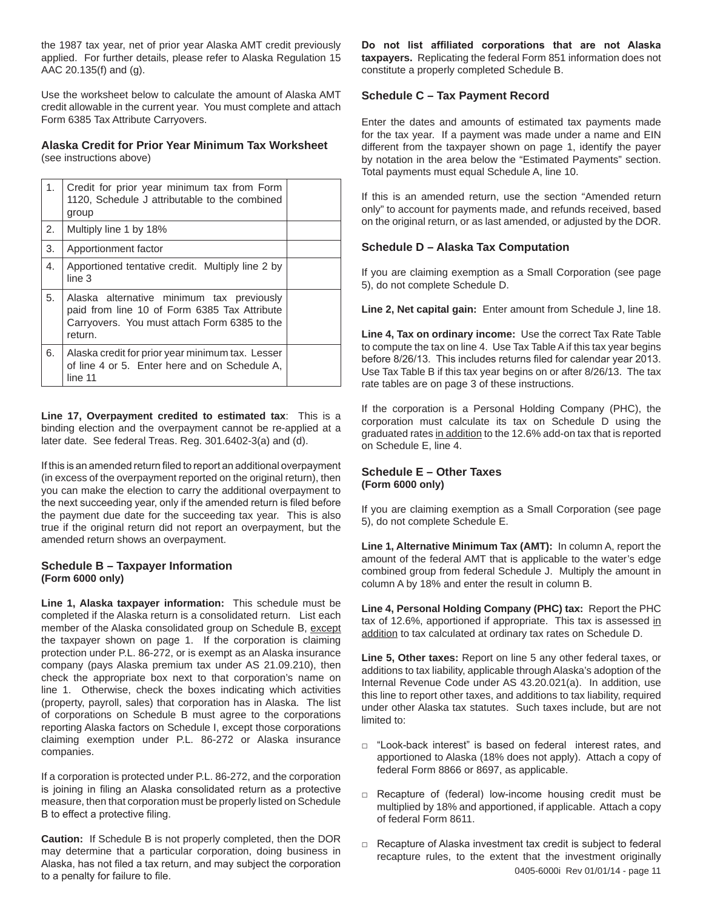the 1987 tax year, net of prior year Alaska AMT credit previously applied. For further details, please refer to Alaska Regulation 15 AAC 20.135(f) and (g).

Use the worksheet below to calculate the amount of Alaska AMT credit allowable in the current year. You must complete and attach Form 6385 Tax Attribute Carryovers.

### Alaska Credit for Prior Year Minimum Tax Worksheet
(see instructions above)

| | | |
|---|---|---|
| 1. | Credit for prior year minimum tax from Form 1120, Schedule J attributable to the combined group | |
| 2. | Multiply line 1 by 18% | |
| 3. | Apportionment factor | |
| 4. | Apportioned tentative credit. Multiply line 2 by line 3 | |
| 5. | Alaska alternative minimum tax previously paid from line 10 of Form 6385 Tax Attribute Carryovers. You must attach Form 6385 to the return. | |
| 6. | Alaska credit for prior year minimum tax. Lesser of line 4 or 5. Enter here and on Schedule A, line 11 | |

**Line 17, Overpayment credited to estimated tax**: This is a binding election and the overpayment cannot be re-applied at a later date. See federal Treas. Reg. 301.6402-3(a) and (d).

If this is an amended return filed to report an additional overpayment (in excess of the overpayment reported on the original return), then you can make the election to carry the additional overpayment to the next succeeding year, only if the amended return is filed before the payment due date for the succeeding tax year. This is also true if the original return did not report an overpayment, but the amended return shows an overpayment.

### Schedule B – Taxpayer Information
**(Form 6000 only)**

**Line 1, Alaska taxpayer information:** This schedule must be completed if the Alaska return is a consolidated return. List each member of the Alaska consolidated group on Schedule B, except the taxpayer shown on page 1. If the corporation is claiming protection under P.L. 86-272, or is exempt as an Alaska insurance company (pays Alaska premium tax under AS 21.09.210), then check the appropriate box next to that corporation's name on line 1. Otherwise, check the boxes indicating which activities (property, payroll, sales) that corporation has in Alaska. The list of corporations on Schedule B must agree to the corporations reporting Alaska factors on Schedule I, except those corporations claiming exemption under P.L. 86-272 or Alaska insurance companies.

If a corporation is protected under P.L. 86-272, and the corporation is joining in filing an Alaska consolidated return as a protective measure, then that corporation must be properly listed on Schedule B to effect a protective filing.

**Caution:** If Schedule B is not properly completed, then the DOR may determine that a particular corporation, doing business in Alaska, has not filed a tax return, and may subject the corporation to a penalty for failure to file.

**Do not list affiliated corporations that are not Alaska taxpayers.** Replicating the federal Form 851 information does not constitute a properly completed Schedule B.

### Schedule C – Tax Payment Record

Enter the dates and amounts of estimated tax payments made for the tax year. If a payment was made under a name and EIN different from the taxpayer shown on page 1, identify the payer by notation in the area below the "Estimated Payments" section. Total payments must equal Schedule A, line 10.

If this is an amended return, use the section "Amended return only" to account for payments made, and refunds received, based on the original return, or as last amended, or adjusted by the DOR.

### Schedule D – Alaska Tax Computation

If you are claiming exemption as a Small Corporation (see page 5), do not complete Schedule D.

**Line 2, Net capital gain:** Enter amount from Schedule J, line 18.

**Line 4, Tax on ordinary income:** Use the correct Tax Rate Table to compute the tax on line 4. Use Tax Table A if this tax year begins before 8/26/13. This includes returns filed for calendar year 2013. Use Tax Table B if this tax year begins on or after 8/26/13. The tax rate tables are on page 3 of these instructions.

If the corporation is a Personal Holding Company (PHC), the corporation must calculate its tax on Schedule D using the graduated rates in addition to the 12.6% add-on tax that is reported on Schedule E, line 4.

### Schedule E – Other Taxes
**(Form 6000 only)**

If you are claiming exemption as a Small Corporation (see page 5), do not complete Schedule E.

**Line 1, Alternative Minimum Tax (AMT):** In column A, report the amount of the federal AMT that is applicable to the water's edge combined group from federal Schedule J. Multiply the amount in column A by 18% and enter the result in column B.

**Line 4, Personal Holding Company (PHC) tax:** Report the PHC tax of 12.6%, apportioned if appropriate. This tax is assessed in addition to tax calculated at ordinary tax rates on Schedule D.

**Line 5, Other taxes:** Report on line 5 any other federal taxes, or additions to tax liability, applicable through Alaska's adoption of the Internal Revenue Code under AS 43.20.021(a). In addition, use this line to report other taxes, and additions to tax liability, required under other Alaska tax statutes. Such taxes include, but are not limited to:

- "Look-back interest" is based on federal interest rates, and apportioned to Alaska (18% does not apply). Attach a copy of federal Form 8866 or 8697, as applicable.
- Recapture of (federal) low-income housing credit must be multiplied by 18% and apportioned, if applicable. Attach a copy of federal Form 8611.
- Recapture of Alaska investment tax credit is subject to federal recapture rules, to the extent that the investment originally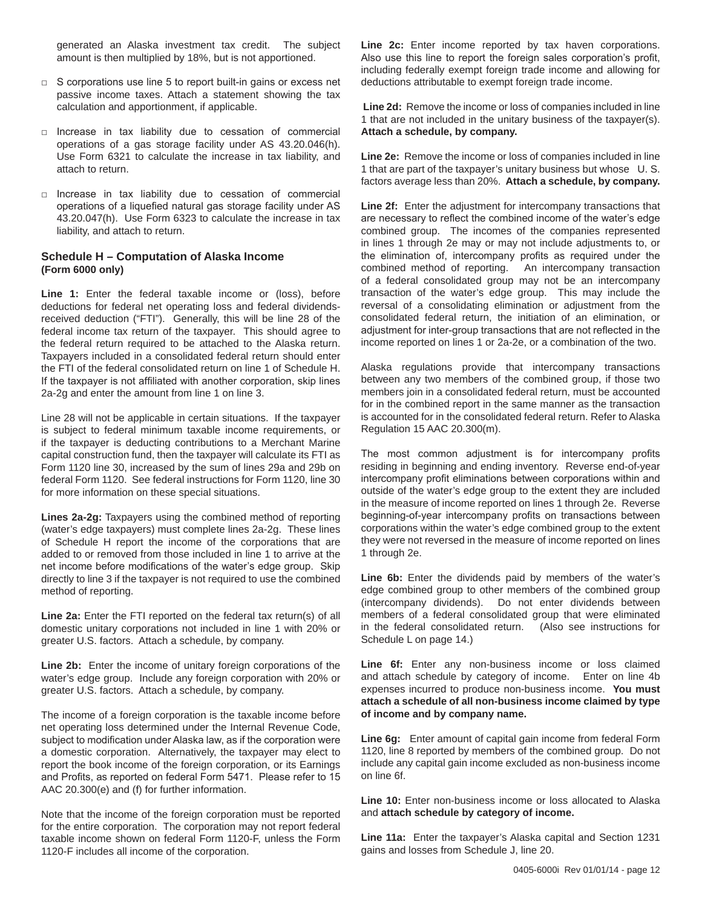generated an Alaska investment tax credit. The subject amount is then multiplied by 18%, but is not apportioned.

- S corporations use line 5 to report built-in gains or excess net passive income taxes. Attach a statement showing the tax calculation and apportionment, if applicable.
- Increase in tax liability due to cessation of commercial operations of a gas storage facility under AS 43.20.046(h). Use Form 6321 to calculate the increase in tax liability, and attach to return.
- Increase in tax liability due to cessation of commercial operations of a liquefied natural gas storage facility under AS 43.20.047(h). Use Form 6323 to calculate the increase in tax liability, and attach to return.

### Schedule H – Computation of Alaska Income (Form 6000 only)

**Line 1:** Enter the federal taxable income or (loss), before deductions for federal net operating loss and federal dividends-received deduction ("FTI"). Generally, this will be line 28 of the federal income tax return of the taxpayer. This should agree to the federal return required to be attached to the Alaska return. Taxpayers included in a consolidated federal return should enter the FTI of the federal consolidated return on line 1 of Schedule H. If the taxpayer is not affiliated with another corporation, skip lines 2a-2g and enter the amount from line 1 on line 3.

Line 28 will not be applicable in certain situations. If the taxpayer is subject to federal minimum taxable income requirements, or if the taxpayer is deducting contributions to a Merchant Marine capital construction fund, then the taxpayer will calculate its FTI as Form 1120 line 30, increased by the sum of lines 29a and 29b on federal Form 1120. See federal instructions for Form 1120, line 30 for more information on these special situations.

**Lines 2a-2g:** Taxpayers using the combined method of reporting (water's edge taxpayers) must complete lines 2a-2g. These lines of Schedule H report the income of the corporations that are added to or removed from those included in line 1 to arrive at the net income before modifications of the water's edge group. Skip directly to line 3 if the taxpayer is not required to use the combined method of reporting.

**Line 2a:** Enter the FTI reported on the federal tax return(s) of all domestic unitary corporations not included in line 1 with 20% or greater U.S. factors. Attach a schedule, by company.

**Line 2b:** Enter the income of unitary foreign corporations of the water's edge group. Include any foreign corporation with 20% or greater U.S. factors. Attach a schedule, by company.

The income of a foreign corporation is the taxable income before net operating loss determined under the Internal Revenue Code, subject to modification under Alaska law, as if the corporation were a domestic corporation. Alternatively, the taxpayer may elect to report the book income of the foreign corporation, or its Earnings and Profits, as reported on federal Form 5471. Please refer to 15 AAC 20.300(e) and (f) for further information.

Note that the income of the foreign corporation must be reported for the entire corporation. The corporation may not report federal taxable income shown on federal Form 1120-F, unless the Form 1120-F includes all income of the corporation.

**Line 2c:** Enter income reported by tax haven corporations. Also use this line to report the foreign sales corporation's profit, including federally exempt foreign trade income and allowing for deductions attributable to exempt foreign trade income.

**Line 2d:** Remove the income or loss of companies included in line 1 that are not included in the unitary business of the taxpayer(s). **Attach a schedule, by company.**

**Line 2e:** Remove the income or loss of companies included in line 1 that are part of the taxpayer's unitary business but whose U. S. factors average less than 20%. **Attach a schedule, by company.**

**Line 2f:** Enter the adjustment for intercompany transactions that are necessary to reflect the combined income of the water's edge combined group. The incomes of the companies represented in lines 1 through 2e may or may not include adjustments to, or the elimination of, intercompany profits as required under the combined method of reporting. An intercompany transaction of a federal consolidated group may not be an intercompany transaction of the water's edge group. This may include the reversal of a consolidating elimination or adjustment from the consolidated federal return, the initiation of an elimination, or adjustment for inter-group transactions that are not reflected in the income reported on lines 1 or 2a-2e, or a combination of the two.

Alaska regulations provide that intercompany transactions between any two members of the combined group, if those two members join in a consolidated federal return, must be accounted for in the combined report in the same manner as the transaction is accounted for in the consolidated federal return. Refer to Alaska Regulation 15 AAC 20.300(m).

The most common adjustment is for intercompany profits residing in beginning and ending inventory. Reverse end-of-year intercompany profit eliminations between corporations within and outside of the water's edge group to the extent they are included in the measure of income reported on lines 1 through 2e. Reverse beginning-of-year intercompany profits on transactions between corporations within the water's edge combined group to the extent they were not reversed in the measure of income reported on lines 1 through 2e.

**Line 6b:** Enter the dividends paid by members of the water's edge combined group to other members of the combined group (intercompany dividends). Do not enter dividends between members of a federal consolidated group that were eliminated in the federal consolidated return. (Also see instructions for Schedule L on page 14.)

**Line 6f:** Enter any non-business income or loss claimed and attach schedule by category of income. Enter on line 4b expenses incurred to produce non-business income. **You must attach a schedule of all non-business income claimed by type of income and by company name.**

**Line 6g:** Enter amount of capital gain income from federal Form 1120, line 8 reported by members of the combined group. Do not include any capital gain income excluded as non-business income on line 6f.

**Line 10:** Enter non-business income or loss allocated to Alaska and **attach schedule by category of income.**

**Line 11a:** Enter the taxpayer's Alaska capital and Section 1231 gains and losses from Schedule J, line 20.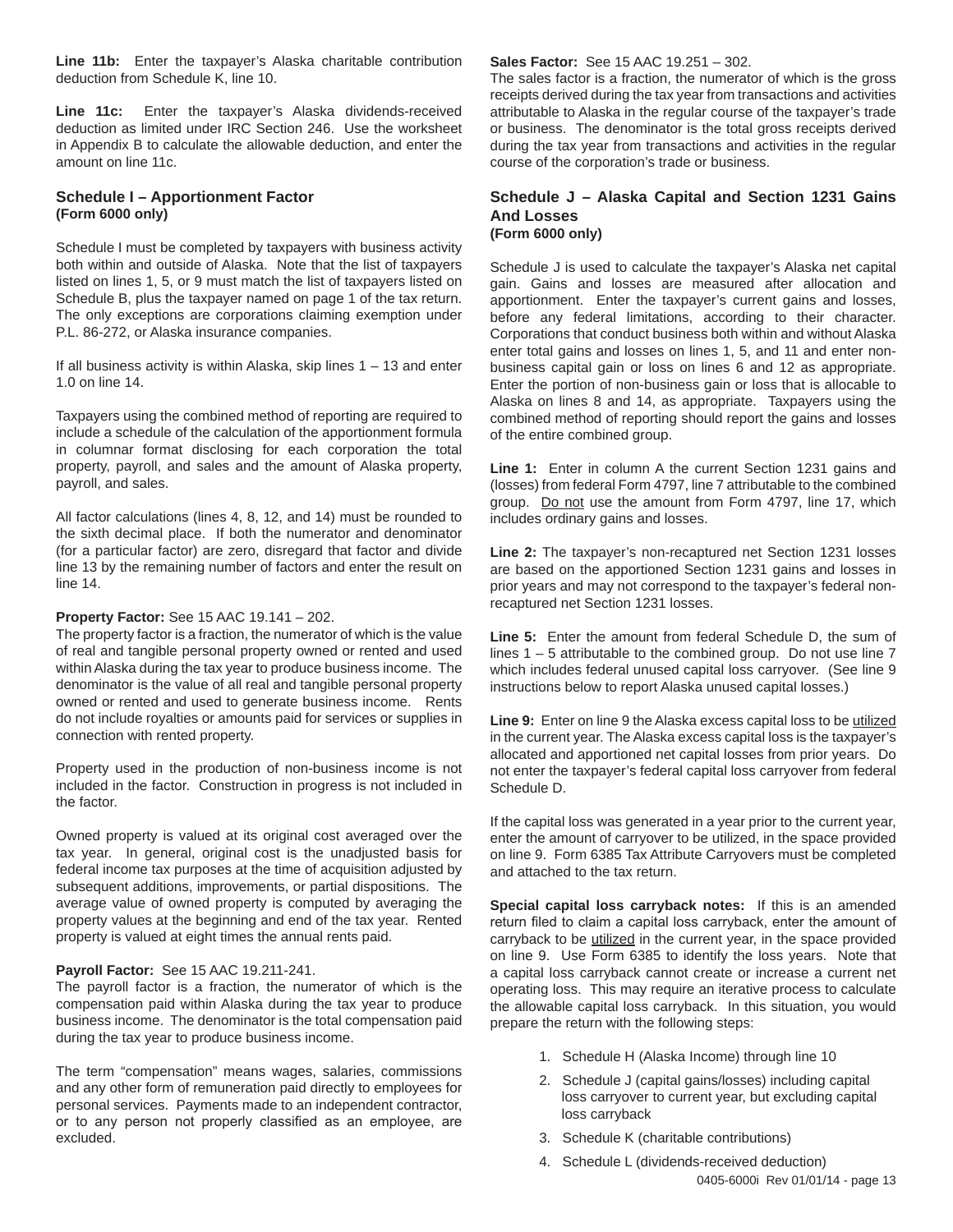**Line 11b:** Enter the taxpayer's Alaska charitable contribution deduction from Schedule K, line 10.

**Line 11c:** Enter the taxpayer's Alaska dividends-received deduction as limited under IRC Section 246. Use the worksheet in Appendix B to calculate the allowable deduction, and enter the amount on line 11c.

## Schedule I – Apportionment Factor (Form 6000 only)

Schedule I must be completed by taxpayers with business activity both within and outside of Alaska. Note that the list of taxpayers listed on lines 1, 5, or 9 must match the list of taxpayers listed on Schedule B, plus the taxpayer named on page 1 of the tax return. The only exceptions are corporations claiming exemption under P.L. 86-272, or Alaska insurance companies.

If all business activity is within Alaska, skip lines 1 – 13 and enter 1.0 on line 14.

Taxpayers using the combined method of reporting are required to include a schedule of the calculation of the apportionment formula in columnar format disclosing for each corporation the total property, payroll, and sales and the amount of Alaska property, payroll, and sales.

All factor calculations (lines 4, 8, 12, and 14) must be rounded to the sixth decimal place. If both the numerator and denominator (for a particular factor) are zero, disregard that factor and divide line 13 by the remaining number of factors and enter the result on line 14.

**Property Factor:** See 15 AAC 19.141 – 202.
The property factor is a fraction, the numerator of which is the value of real and tangible personal property owned or rented and used within Alaska during the tax year to produce business income. The denominator is the value of all real and tangible personal property owned or rented and used to generate business income. Rents do not include royalties or amounts paid for services or supplies in connection with rented property.

Property used in the production of non-business income is not included in the factor. Construction in progress is not included in the factor.

Owned property is valued at its original cost averaged over the tax year. In general, original cost is the unadjusted basis for federal income tax purposes at the time of acquisition adjusted by subsequent additions, improvements, or partial dispositions. The average value of owned property is computed by averaging the property values at the beginning and end of the tax year. Rented property is valued at eight times the annual rents paid.

**Payroll Factor:** See 15 AAC 19.211-241.
The payroll factor is a fraction, the numerator of which is the compensation paid within Alaska during the tax year to produce business income. The denominator is the total compensation paid during the tax year to produce business income.

The term "compensation" means wages, salaries, commissions and any other form of remuneration paid directly to employees for personal services. Payments made to an independent contractor, or to any person not properly classified as an employee, are excluded.

**Sales Factor:** See 15 AAC 19.251 – 302.
The sales factor is a fraction, the numerator of which is the gross receipts derived during the tax year from transactions and activities attributable to Alaska in the regular course of the taxpayer's trade or business. The denominator is the total gross receipts derived during the tax year from transactions and activities in the regular course of the corporation's trade or business.

## Schedule J – Alaska Capital and Section 1231 Gains And Losses (Form 6000 only)

Schedule J is used to calculate the taxpayer's Alaska net capital gain. Gains and losses are measured after allocation and apportionment. Enter the taxpayer's current gains and losses, before any federal limitations, according to their character. Corporations that conduct business both within and without Alaska enter total gains and losses on lines 1, 5, and 11 and enter non-business capital gain or loss on lines 6 and 12 as appropriate. Enter the portion of non-business gain or loss that is allocable to Alaska on lines 8 and 14, as appropriate. Taxpayers using the combined method of reporting should report the gains and losses of the entire combined group.

**Line 1:** Enter in column A the current Section 1231 gains and (losses) from federal Form 4797, line 7 attributable to the combined group. Do not use the amount from Form 4797, line 17, which includes ordinary gains and losses.

**Line 2:** The taxpayer's non-recaptured net Section 1231 losses are based on the apportioned Section 1231 gains and losses in prior years and may not correspond to the taxpayer's federal non-recaptured net Section 1231 losses.

**Line 5:** Enter the amount from federal Schedule D, the sum of lines 1 – 5 attributable to the combined group. Do not use line 7 which includes federal unused capital loss carryover. (See line 9 instructions below to report Alaska unused capital losses.)

**Line 9:** Enter on line 9 the Alaska excess capital loss to be utilized in the current year. The Alaska excess capital loss is the taxpayer's allocated and apportioned net capital losses from prior years. Do not enter the taxpayer's federal capital loss carryover from federal Schedule D.

If the capital loss was generated in a year prior to the current year, enter the amount of carryover to be utilized, in the space provided on line 9. Form 6385 Tax Attribute Carryovers must be completed and attached to the tax return.

**Special capital loss carryback notes:** If this is an amended return filed to claim a capital loss carryback, enter the amount of carryback to be utilized in the current year, in the space provided on line 9. Use Form 6385 to identify the loss years. Note that a capital loss carryback cannot create or increase a current net operating loss. This may require an iterative process to calculate the allowable capital loss carryback. In this situation, you would prepare the return with the following steps:

1. Schedule H (Alaska Income) through line 10
2. Schedule J (capital gains/losses) including capital loss carryover to current year, but excluding capital loss carryback
3. Schedule K (charitable contributions)
4. Schedule L (dividends-received deduction)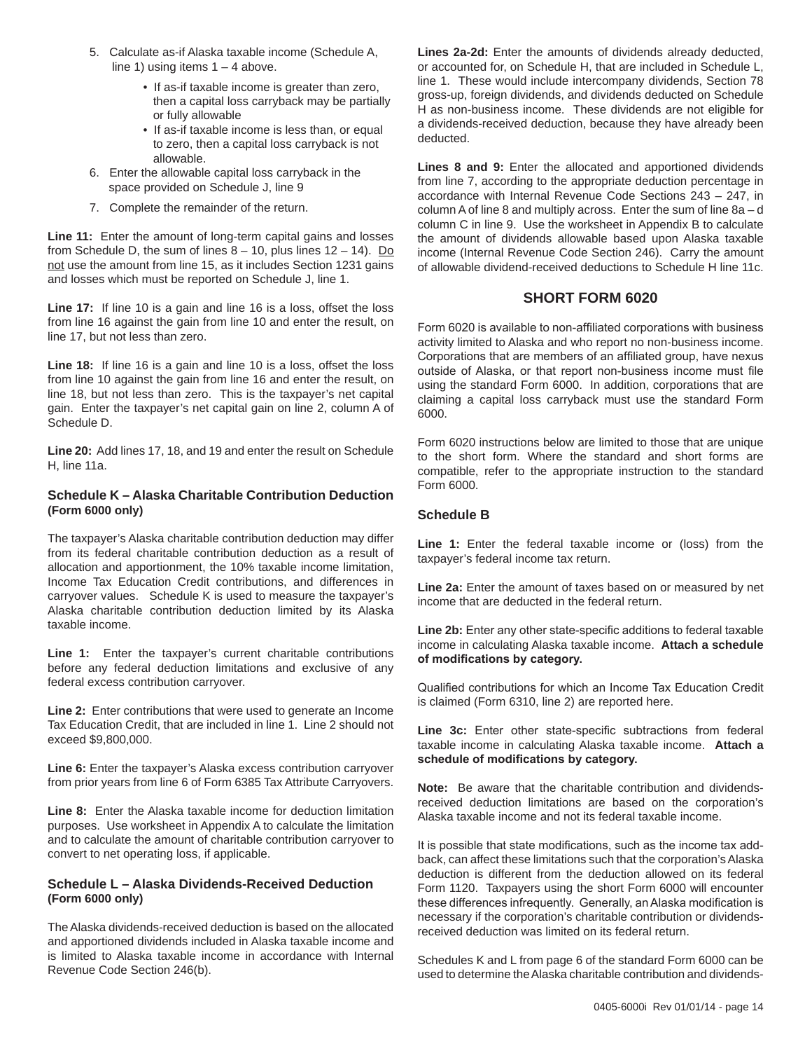5. Calculate as-if Alaska taxable income (Schedule A, line 1) using items 1 – 4 above.
   - If as-if taxable income is greater than zero, then a capital loss carryback may be partially or fully allowable
   - If as-if taxable income is less than, or equal to zero, then a capital loss carryback is not allowable.
6. Enter the allowable capital loss carryback in the space provided on Schedule J, line 9
7. Complete the remainder of the return.

**Line 11:** Enter the amount of long-term capital gains and losses from Schedule D, the sum of lines 8 – 10, plus lines 12 – 14). Do not use the amount from line 15, as it includes Section 1231 gains and losses which must be reported on Schedule J, line 1.

**Line 17:** If line 10 is a gain and line 16 is a loss, offset the loss from line 16 against the gain from line 10 and enter the result, on line 17, but not less than zero.

**Line 18:** If line 16 is a gain and line 10 is a loss, offset the loss from line 10 against the gain from line 16 and enter the result, on line 18, but not less than zero. This is the taxpayer's net capital gain. Enter the taxpayer's net capital gain on line 2, column A of Schedule D.

**Line 20:** Add lines 17, 18, and 19 and enter the result on Schedule H, line 11a.

### Schedule K – Alaska Charitable Contribution Deduction (Form 6000 only)

The taxpayer's Alaska charitable contribution deduction may differ from its federal charitable contribution deduction as a result of allocation and apportionment, the 10% taxable income limitation, Income Tax Education Credit contributions, and differences in carryover values. Schedule K is used to measure the taxpayer's Alaska charitable contribution deduction limited by its Alaska taxable income.

**Line 1:** Enter the taxpayer's current charitable contributions before any federal deduction limitations and exclusive of any federal excess contribution carryover.

**Line 2:** Enter contributions that were used to generate an Income Tax Education Credit, that are included in line 1. Line 2 should not exceed $9,800,000.

**Line 6:** Enter the taxpayer's Alaska excess contribution carryover from prior years from line 6 of Form 6385 Tax Attribute Carryovers.

**Line 8:** Enter the Alaska taxable income for deduction limitation purposes. Use worksheet in Appendix A to calculate the limitation and to calculate the amount of charitable contribution carryover to convert to net operating loss, if applicable.

### Schedule L – Alaska Dividends-Received Deduction (Form 6000 only)

The Alaska dividends-received deduction is based on the allocated and apportioned dividends included in Alaska taxable income and is limited to Alaska taxable income in accordance with Internal Revenue Code Section 246(b).

**Lines 2a-2d:** Enter the amounts of dividends already deducted, or accounted for, on Schedule H, that are included in Schedule L, line 1. These would include intercompany dividends, Section 78 gross-up, foreign dividends, and dividends deducted on Schedule H as non-business income. These dividends are not eligible for a dividends-received deduction, because they have already been deducted.

**Lines 8 and 9:** Enter the allocated and apportioned dividends from line 7, according to the appropriate deduction percentage in accordance with Internal Revenue Code Sections 243 – 247, in column A of line 8 and multiply across. Enter the sum of line 8a – d column C in line 9. Use the worksheet in Appendix B to calculate the amount of dividends allowable based upon Alaska taxable income (Internal Revenue Code Section 246). Carry the amount of allowable dividend-received deductions to Schedule H line 11c.

## SHORT FORM 6020

Form 6020 is available to non-affiliated corporations with business activity limited to Alaska and who report no non-business income. Corporations that are members of an affiliated group, have nexus outside of Alaska, or that report non-business income must file using the standard Form 6000. In addition, corporations that are claiming a capital loss carryback must use the standard Form 6000.

Form 6020 instructions below are limited to those that are unique to the short form. Where the standard and short forms are compatible, refer to the appropriate instruction to the standard Form 6000.

### Schedule B

**Line 1:** Enter the federal taxable income or (loss) from the taxpayer's federal income tax return.

**Line 2a:** Enter the amount of taxes based on or measured by net income that are deducted in the federal return.

**Line 2b:** Enter any other state-specific additions to federal taxable income in calculating Alaska taxable income. **Attach a schedule of modifications by category.**

Qualified contributions for which an Income Tax Education Credit is claimed (Form 6310, line 2) are reported here.

**Line 3c:** Enter other state-specific subtractions from federal taxable income in calculating Alaska taxable income. **Attach a schedule of modifications by category.**

**Note:** Be aware that the charitable contribution and dividends-received deduction limitations are based on the corporation's Alaska taxable income and not its federal taxable income.

It is possible that state modifications, such as the income tax add-back, can affect these limitations such that the corporation's Alaska deduction is different from the deduction allowed on its federal Form 1120. Taxpayers using the short Form 6000 will encounter these differences infrequently. Generally, an Alaska modification is necessary if the corporation's charitable contribution or dividends-received deduction was limited on its federal return.

Schedules K and L from page 6 of the standard Form 6000 can be used to determine the Alaska charitable contribution and dividends-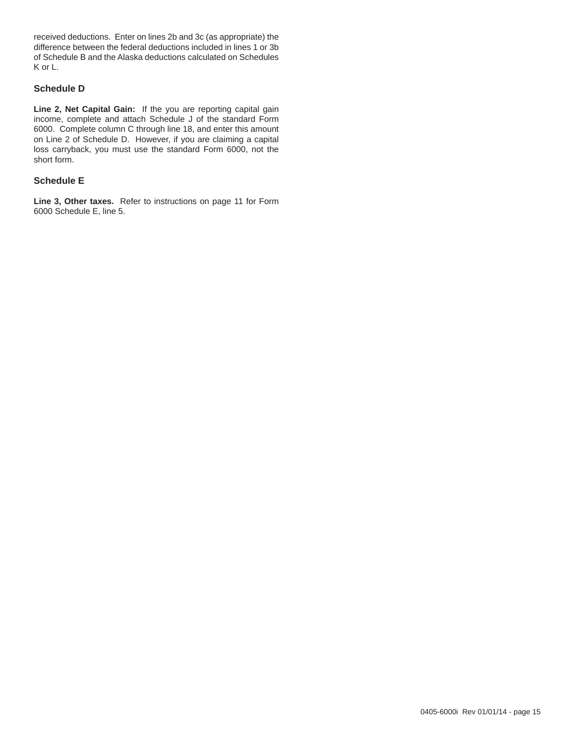received deductions. Enter on lines 2b and 3c (as appropriate) the difference between the federal deductions included in lines 1 or 3b of Schedule B and the Alaska deductions calculated on Schedules K or L.

### Schedule D

**Line 2, Net Capital Gain:** If the you are reporting capital gain income, complete and attach Schedule J of the standard Form 6000. Complete column C through line 18, and enter this amount on Line 2 of Schedule D. However, if you are claiming a capital loss carryback, you must use the standard Form 6000, not the short form.

### Schedule E

**Line 3, Other taxes.** Refer to instructions on page 11 for Form 6000 Schedule E, line 5.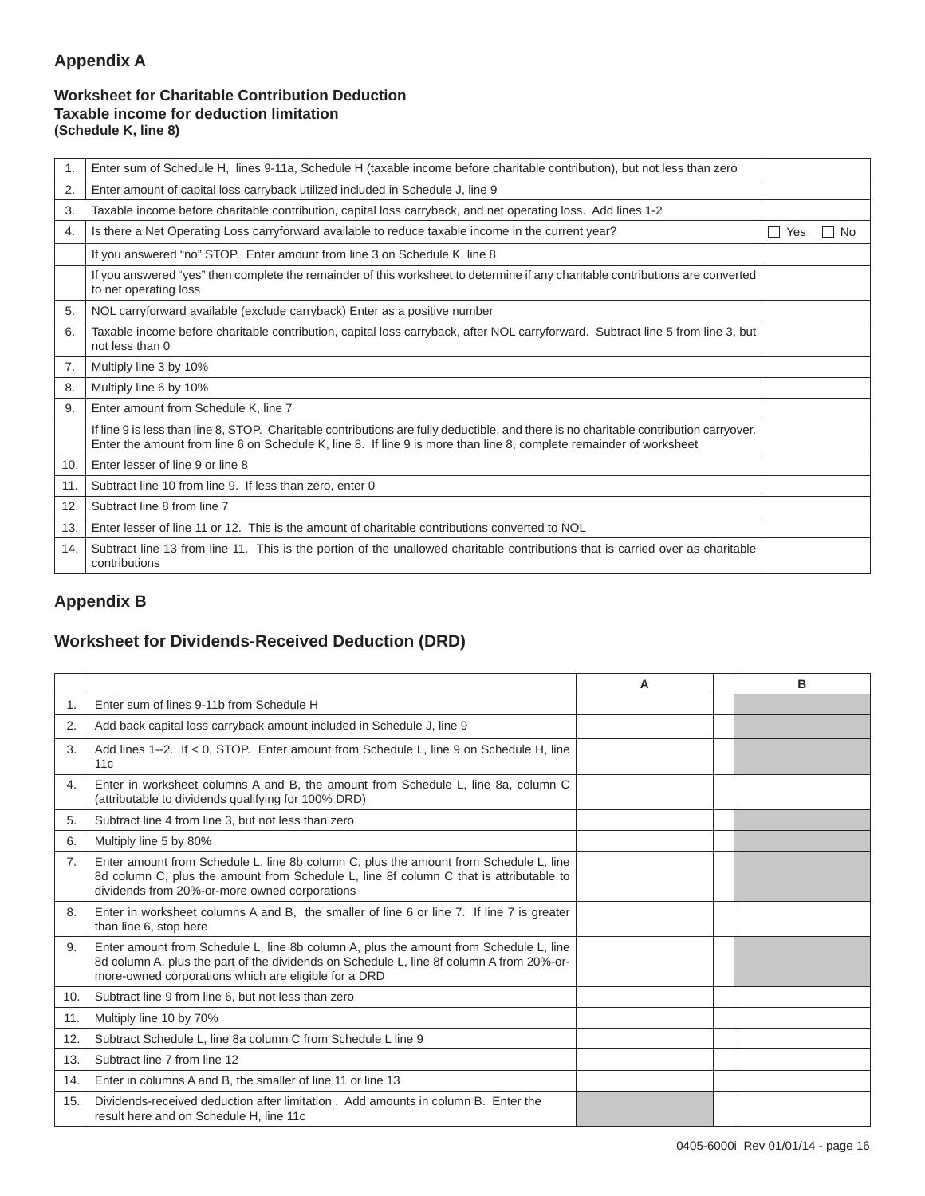## Appendix A

### Worksheet for Charitable Contribution Deduction
### Taxable income for deduction limitation
**(Schedule K, line 8)**

| | | |
|---|---|---|
| 1. | Enter sum of Schedule H, lines 9-11a, Schedule H (taxable income before charitable contribution), but not less than zero | |
| 2. | Enter amount of capital loss carryback utilized included in Schedule J, line 9 | |
| 3. | Taxable income before charitable contribution, capital loss carryback, and net operating loss. Add lines 1-2 | |
| 4. | Is there a Net Operating Loss carryforward available to reduce taxable income in the current year? | ☐ Yes ☐ No |
| | If you answered "no" STOP. Enter amount from line 3 on Schedule K, line 8 | |
| | If you answered "yes" then complete the remainder of this worksheet to determine if any charitable contributions are converted to net operating loss | |
| 5. | NOL carryforward available (exclude carryback) Enter as a positive number | |
| 6. | Taxable income before charitable contribution, capital loss carryback, after NOL carryforward. Subtract line 5 from line 3, but not less than 0 | |
| 7. | Multiply line 3 by 10% | |
| 8. | Multiply line 6 by 10% | |
| 9. | Enter amount from Schedule K, line 7 | |
| | If line 9 is less than line 8, STOP. Charitable contributions are fully deductible, and there is no charitable contribution carryover. Enter the amount from line 6 on Schedule K, line 8. If line 9 is more than line 8, complete remainder of worksheet | |
| 10. | Enter lesser of line 9 or line 8 | |
| 11. | Subtract line 10 from line 9. If less than zero, enter 0 | |
| 12. | Subtract line 8 from line 7 | |
| 13. | Enter lesser of line 11 or 12. This is the amount of charitable contributions converted to NOL | |
| 14. | Subtract line 13 from line 11. This is the portion of the unallowed charitable contributions that is carried over as charitable contributions | |

## Appendix B

### Worksheet for Dividends-Received Deduction (DRD)

| | | A | | B |
|---|---|---|---|---|
| 1. | Enter sum of lines 9-11b from Schedule H | | | |
| 2. | Add back capital loss carryback amount included in Schedule J, line 9 | | | |
| 3. | Add lines 1--2. If < 0, STOP. Enter amount from Schedule L, line 9 on Schedule H, line 11c | | | |
| 4. | Enter in worksheet columns A and B, the amount from Schedule L, line 8a, column C (attributable to dividends qualifying for 100% DRD) | | | |
| 5. | Subtract line 4 from line 3, but not less than zero | | | |
| 6. | Multiply line 5 by 80% | | | |
| 7. | Enter amount from Schedule L, line 8b column C, plus the amount from Schedule L, line 8d column C, plus the amount from Schedule L, line 8f column C that is attributable to dividends from 20%-or-more owned corporations | | | |
| 8. | Enter in worksheet columns A and B, the smaller of line 6 or line 7. If line 7 is greater than line 6, stop here | | | |
| 9. | Enter amount from Schedule L, line 8b column A, plus the amount from Schedule L, line 8d column A, plus the part of the dividends on Schedule L, line 8f column A from 20%-or-more-owned corporations which are eligible for a DRD | | | |
| 10. | Subtract line 9 from line 6, but not less than zero | | | |
| 11. | Multiply line 10 by 70% | | | |
| 12. | Subtract Schedule L, line 8a column C from Schedule L line 9 | | | |
| 13. | Subtract line 7 from line 12 | | | |
| 14. | Enter in columns A and B, the smaller of line 11 or line 13 | | | |
| 15. | Dividends-received deduction after limitation . Add amounts in column B. Enter the result here and on Schedule H, line 11c | | | |

0405-6000i Rev 01/01/14